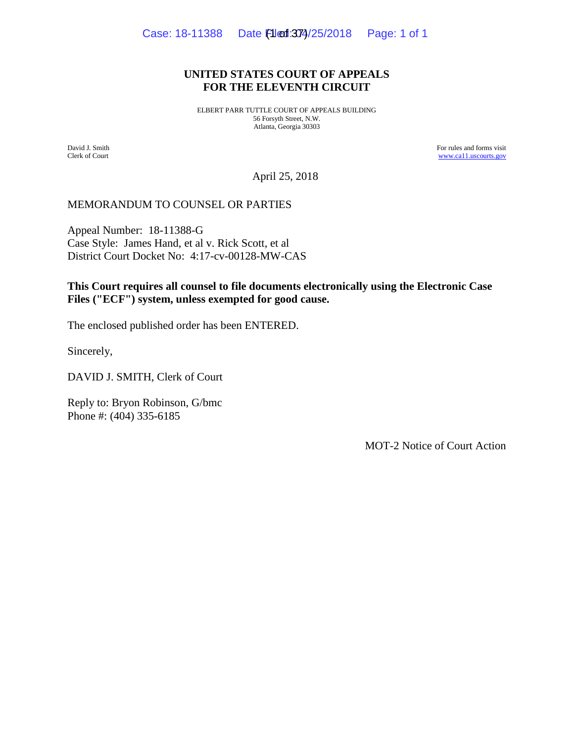# UNITED STATES COURT OF APPEALS
# FOR THE ELEVENTH CIRCUIT

ELBERT PARR TUTTLE COURT OF APPEALS BUILDING
56 Forsyth Street, N.W.
Atlanta, Georgia 30303

David J. Smith
Clerk of Court

For rules and forms visit
www.ca11.uscourts.gov

April 25, 2018

MEMORANDUM TO COUNSEL OR PARTIES

Appeal Number: 18-11388-G
Case Style: James Hand, et al v. Rick Scott, et al
District Court Docket No: 4:17-cv-00128-MW-CAS

**This Court requires all counsel to file documents electronically using the Electronic Case Files ("ECF") system, unless exempted for good cause.**

The enclosed published order has been ENTERED.

Sincerely,

DAVID J. SMITH, Clerk of Court

Reply to: Bryon Robinson, G/bmc
Phone #: (404) 335-6185

MOT-2 Notice of Court Action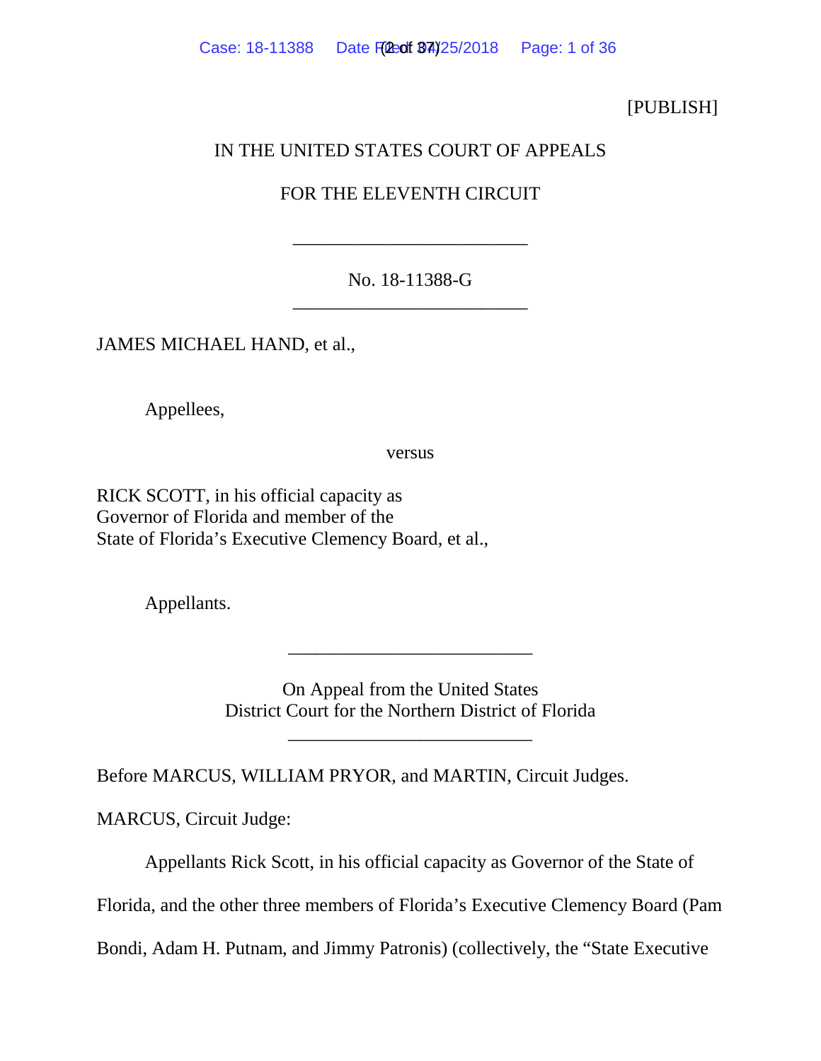[PUBLISH]

IN THE UNITED STATES COURT OF APPEALS

FOR THE ELEVENTH CIRCUIT

\_\_\_\_\_\_\_\_\_\_\_\_\_\_\_\_\_\_\_\_\_\_\_\_\_\_\_\_

No. 18-11388-G

\_\_\_\_\_\_\_\_\_\_\_\_\_\_\_\_\_\_\_\_\_\_\_\_\_\_\_\_

JAMES MICHAEL HAND, et al.,

Appellees,

versus

RICK SCOTT, in his official capacity as
Governor of Florida and member of the
State of Florida's Executive Clemency Board, et al.,

Appellants.

\_\_\_\_\_\_\_\_\_\_\_\_\_\_\_\_\_\_\_\_\_\_\_\_\_\_\_\_

On Appeal from the United States
District Court for the Northern District of Florida

\_\_\_\_\_\_\_\_\_\_\_\_\_\_\_\_\_\_\_\_\_\_\_\_\_\_\_\_

Before MARCUS, WILLIAM PRYOR, and MARTIN, Circuit Judges.

MARCUS, Circuit Judge:

Appellants Rick Scott, in his official capacity as Governor of the State of Florida, and the other three members of Florida's Executive Clemency Board (Pam Bondi, Adam H. Putnam, and Jimmy Patronis) (collectively, the "State Executive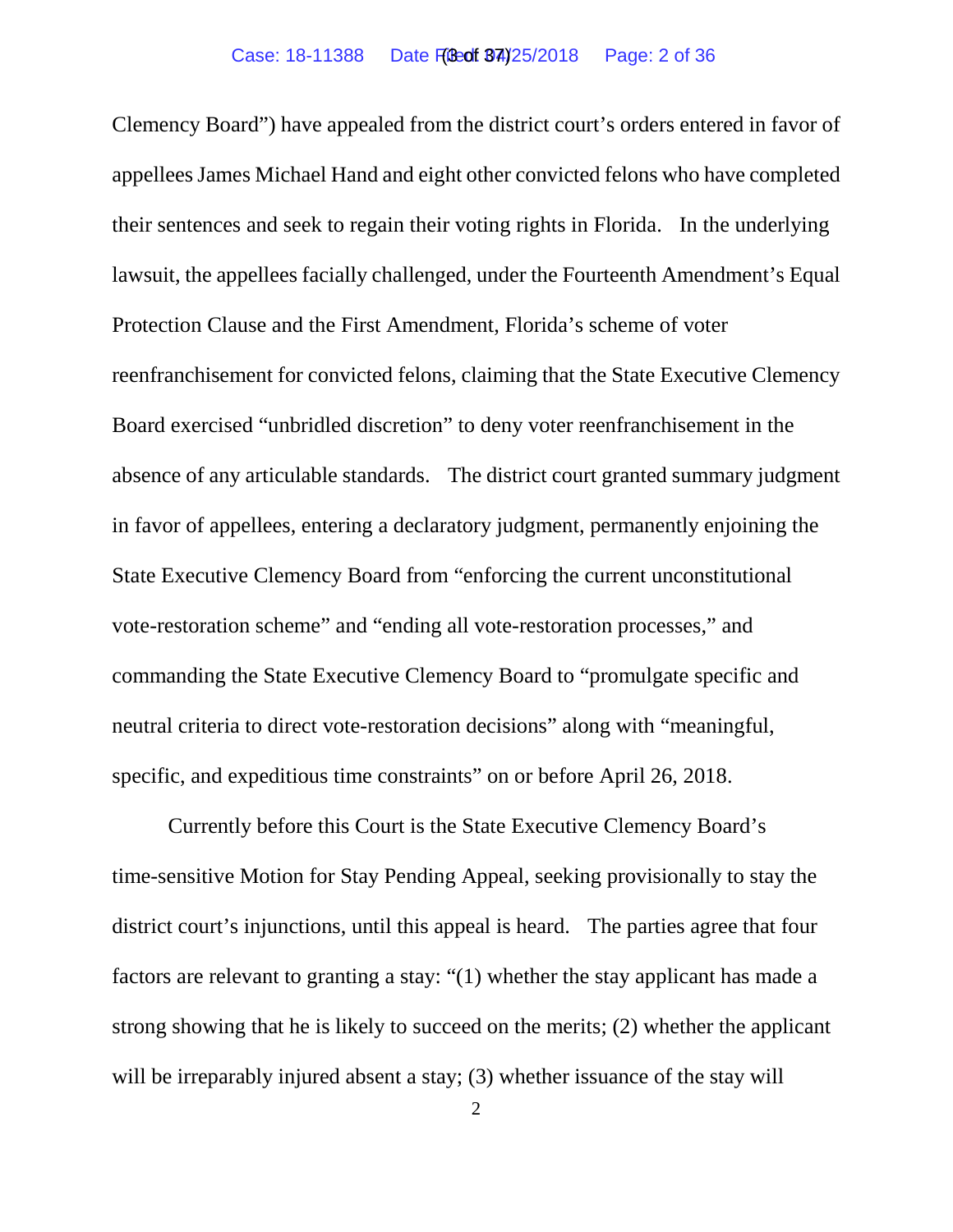Clemency Board") have appealed from the district court's orders entered in favor of appellees James Michael Hand and eight other convicted felons who have completed their sentences and seek to regain their voting rights in Florida. In the underlying lawsuit, the appellees facially challenged, under the Fourteenth Amendment's Equal Protection Clause and the First Amendment, Florida's scheme of voter reenfranchisement for convicted felons, claiming that the State Executive Clemency Board exercised "unbridled discretion" to deny voter reenfranchisement in the absence of any articulable standards. The district court granted summary judgment in favor of appellees, entering a declaratory judgment, permanently enjoining the State Executive Clemency Board from "enforcing the current unconstitutional vote-restoration scheme" and "ending all vote-restoration processes," and commanding the State Executive Clemency Board to "promulgate specific and neutral criteria to direct vote-restoration decisions" along with "meaningful, specific, and expeditious time constraints" on or before April 26, 2018.

Currently before this Court is the State Executive Clemency Board's time-sensitive Motion for Stay Pending Appeal, seeking provisionally to stay the district court's injunctions, until this appeal is heard. The parties agree that four factors are relevant to granting a stay: "(1) whether the stay applicant has made a strong showing that he is likely to succeed on the merits; (2) whether the applicant will be irreparably injured absent a stay; (3) whether issuance of the stay will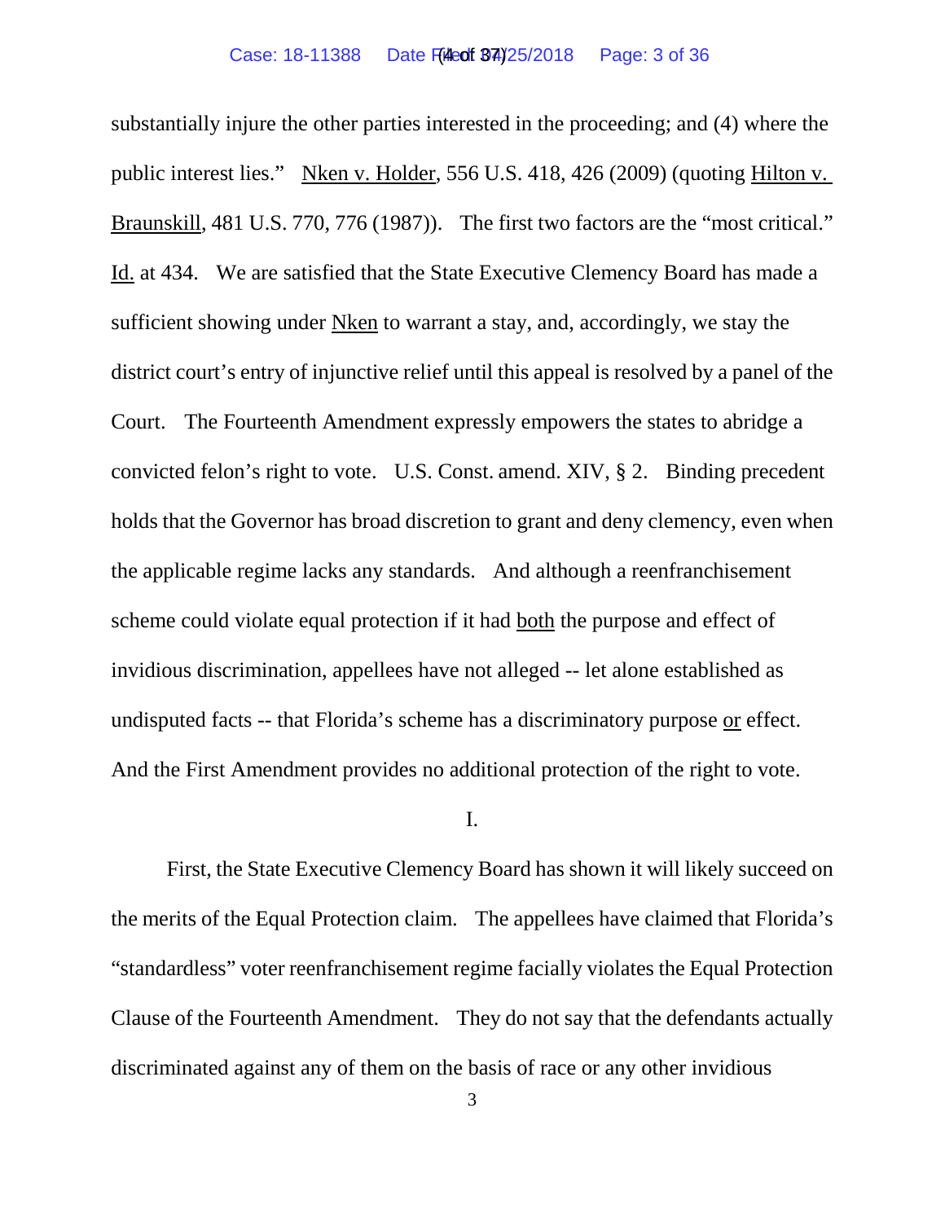substantially injure the other parties interested in the proceeding; and (4) where the public interest lies." Nken v. Holder, 556 U.S. 418, 426 (2009) (quoting Hilton v. Braunskill, 481 U.S. 770, 776 (1987)). The first two factors are the "most critical." Id. at 434. We are satisfied that the State Executive Clemency Board has made a sufficient showing under Nken to warrant a stay, and, accordingly, we stay the district court's entry of injunctive relief until this appeal is resolved by a panel of the Court. The Fourteenth Amendment expressly empowers the states to abridge a convicted felon's right to vote. U.S. Const. amend. XIV, § 2. Binding precedent holds that the Governor has broad discretion to grant and deny clemency, even when the applicable regime lacks any standards. And although a reenfranchisement scheme could violate equal protection if it had both the purpose and effect of invidious discrimination, appellees have not alleged -- let alone established as undisputed facts -- that Florida's scheme has a discriminatory purpose or effect. And the First Amendment provides no additional protection of the right to vote.

I.

First, the State Executive Clemency Board has shown it will likely succeed on the merits of the Equal Protection claim. The appellees have claimed that Florida's "standardless" voter reenfranchisement regime facially violates the Equal Protection Clause of the Fourteenth Amendment. They do not say that the defendants actually discriminated against any of them on the basis of race or any other invidious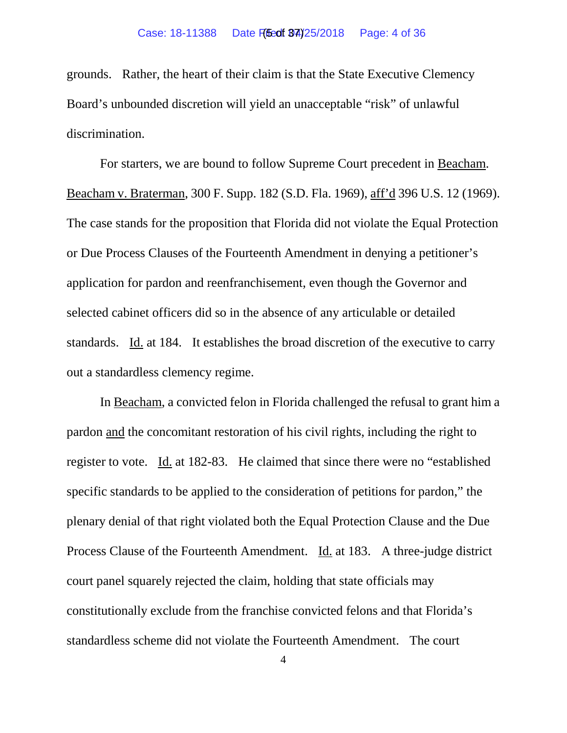grounds. Rather, the heart of their claim is that the State Executive Clemency Board's unbounded discretion will yield an unacceptable "risk" of unlawful discrimination.

For starters, we are bound to follow Supreme Court precedent in Beacham. Beacham v. Braterman, 300 F. Supp. 182 (S.D. Fla. 1969), aff'd 396 U.S. 12 (1969). The case stands for the proposition that Florida did not violate the Equal Protection or Due Process Clauses of the Fourteenth Amendment in denying a petitioner's application for pardon and reenfranchisement, even though the Governor and selected cabinet officers did so in the absence of any articulable or detailed standards. Id. at 184. It establishes the broad discretion of the executive to carry out a standardless clemency regime.

In Beacham, a convicted felon in Florida challenged the refusal to grant him a pardon and the concomitant restoration of his civil rights, including the right to register to vote. Id. at 182-83. He claimed that since there were no "established specific standards to be applied to the consideration of petitions for pardon," the plenary denial of that right violated both the Equal Protection Clause and the Due Process Clause of the Fourteenth Amendment. Id. at 183. A three-judge district court panel squarely rejected the claim, holding that state officials may constitutionally exclude from the franchise convicted felons and that Florida's standardless scheme did not violate the Fourteenth Amendment. The court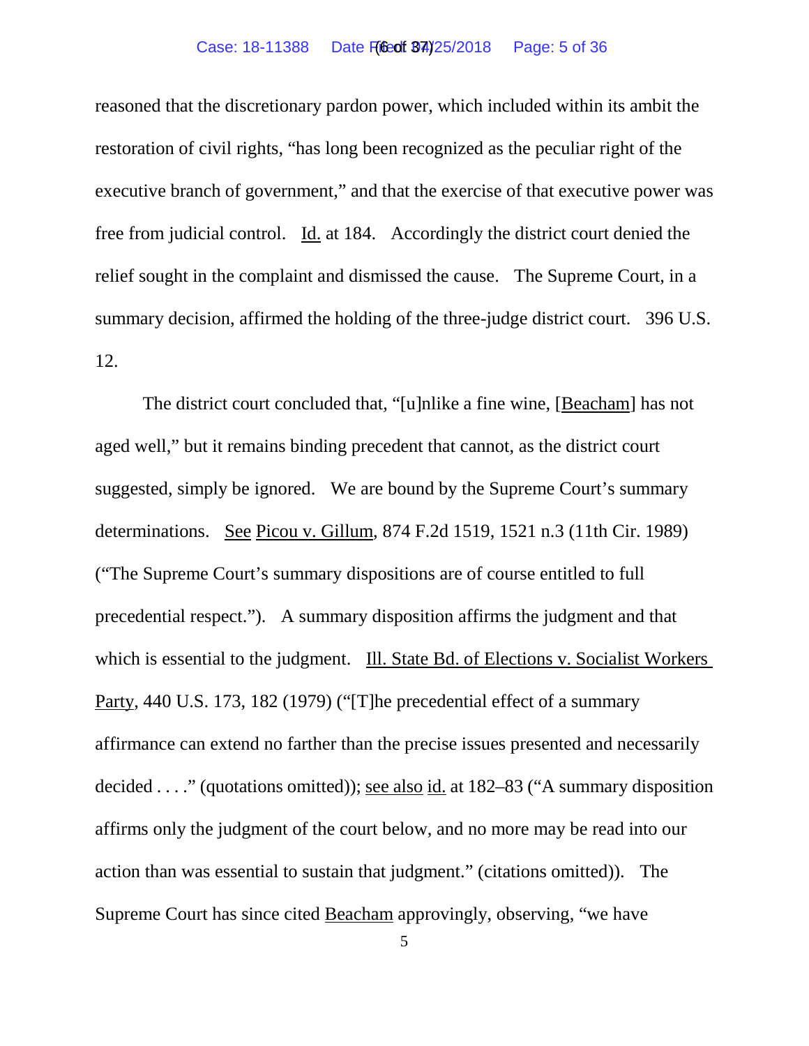reasoned that the discretionary pardon power, which included within its ambit the restoration of civil rights, "has long been recognized as the peculiar right of the executive branch of government," and that the exercise of that executive power was free from judicial control. Id. at 184. Accordingly the district court denied the relief sought in the complaint and dismissed the cause. The Supreme Court, in a summary decision, affirmed the holding of the three-judge district court. 396 U.S. 12.

The district court concluded that, "[u]nlike a fine wine, [Beacham] has not aged well," but it remains binding precedent that cannot, as the district court suggested, simply be ignored. We are bound by the Supreme Court's summary determinations. See Picou v. Gillum, 874 F.2d 1519, 1521 n.3 (11th Cir. 1989) ("The Supreme Court's summary dispositions are of course entitled to full precedential respect."). A summary disposition affirms the judgment and that which is essential to the judgment. Ill. State Bd. of Elections v. Socialist Workers Party, 440 U.S. 173, 182 (1979) ("[T]he precedential effect of a summary affirmance can extend no farther than the precise issues presented and necessarily decided . . . ." (quotations omitted)); see also id. at 182–83 ("A summary disposition affirms only the judgment of the court below, and no more may be read into our action than was essential to sustain that judgment." (citations omitted)). The Supreme Court has since cited Beacham approvingly, observing, "we have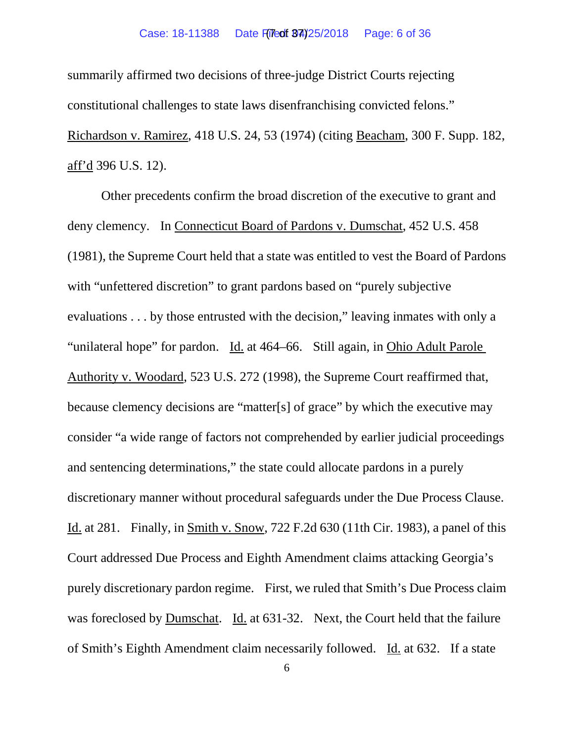summarily affirmed two decisions of three-judge District Courts rejecting constitutional challenges to state laws disenfranchising convicted felons." Richardson v. Ramirez, 418 U.S. 24, 53 (1974) (citing Beacham, 300 F. Supp. 182, aff'd 396 U.S. 12).

Other precedents confirm the broad discretion of the executive to grant and deny clemency. In Connecticut Board of Pardons v. Dumschat, 452 U.S. 458 (1981), the Supreme Court held that a state was entitled to vest the Board of Pardons with "unfettered discretion" to grant pardons based on "purely subjective evaluations . . . by those entrusted with the decision," leaving inmates with only a "unilateral hope" for pardon. Id. at 464–66. Still again, in Ohio Adult Parole Authority v. Woodard, 523 U.S. 272 (1998), the Supreme Court reaffirmed that, because clemency decisions are "matter[s] of grace" by which the executive may consider "a wide range of factors not comprehended by earlier judicial proceedings and sentencing determinations," the state could allocate pardons in a purely discretionary manner without procedural safeguards under the Due Process Clause. Id. at 281. Finally, in Smith v. Snow, 722 F.2d 630 (11th Cir. 1983), a panel of this Court addressed Due Process and Eighth Amendment claims attacking Georgia's purely discretionary pardon regime. First, we ruled that Smith's Due Process claim was foreclosed by Dumschat. Id. at 631-32. Next, the Court held that the failure of Smith's Eighth Amendment claim necessarily followed. Id. at 632. If a state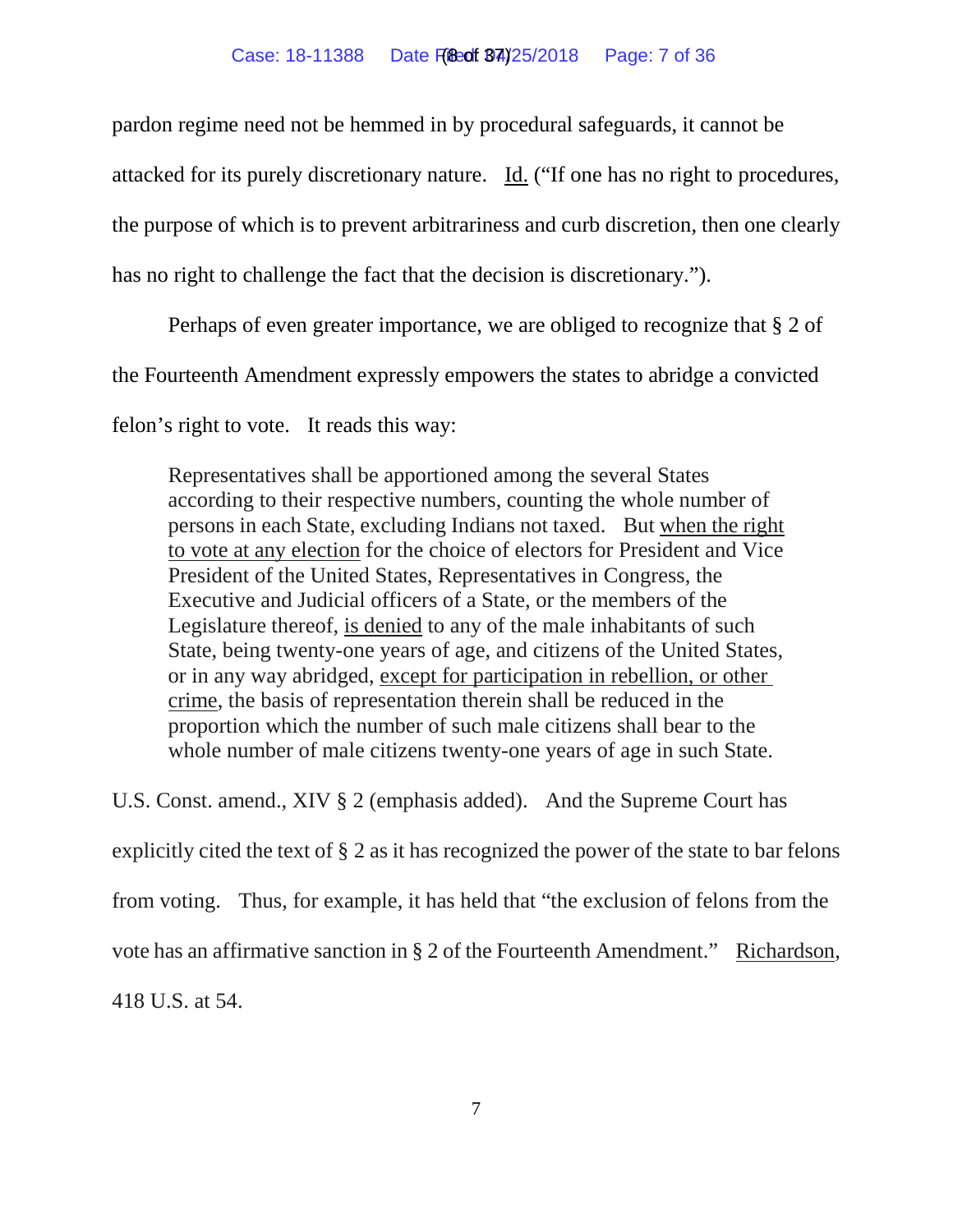pardon regime need not be hemmed in by procedural safeguards, it cannot be attacked for its purely discretionary nature. <u>Id.</u> ("If one has no right to procedures, the purpose of which is to prevent arbitrariness and curb discretion, then one clearly has no right to challenge the fact that the decision is discretionary.").

Perhaps of even greater importance, we are obliged to recognize that § 2 of the Fourteenth Amendment expressly empowers the states to abridge a convicted felon's right to vote. It reads this way:

> Representatives shall be apportioned among the several States according to their respective numbers, counting the whole number of persons in each State, excluding Indians not taxed. But <u>when the right to vote at any election</u> for the choice of electors for President and Vice President of the United States, Representatives in Congress, the Executive and Judicial officers of a State, or the members of the Legislature thereof, <u>is denied</u> to any of the male inhabitants of such State, being twenty-one years of age, and citizens of the United States, or in any way abridged, <u>except for participation in rebellion, or other crime</u>, the basis of representation therein shall be reduced in the proportion which the number of such male citizens shall bear to the whole number of male citizens twenty-one years of age in such State.

U.S. Const. amend., XIV § 2 (emphasis added). And the Supreme Court has explicitly cited the text of § 2 as it has recognized the power of the state to bar felons from voting. Thus, for example, it has held that "the exclusion of felons from the vote has an affirmative sanction in § 2 of the Fourteenth Amendment." <u>Richardson</u>, 418 U.S. at 54.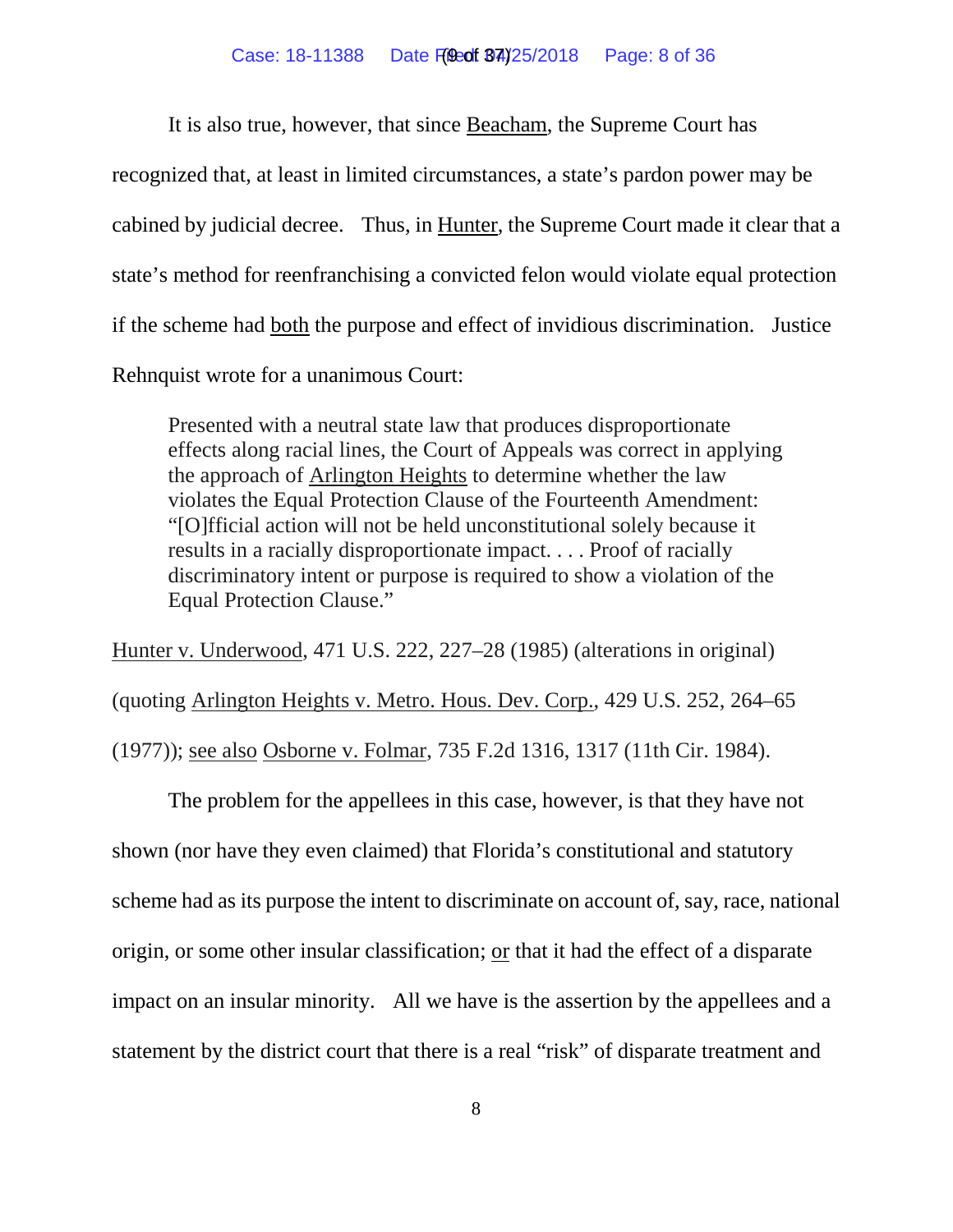It is also true, however, that since Beacham, the Supreme Court has recognized that, at least in limited circumstances, a state's pardon power may be cabined by judicial decree. Thus, in Hunter, the Supreme Court made it clear that a state's method for reenfranchising a convicted felon would violate equal protection if the scheme had both the purpose and effect of invidious discrimination. Justice Rehnquist wrote for a unanimous Court:

> Presented with a neutral state law that produces disproportionate effects along racial lines, the Court of Appeals was correct in applying the approach of Arlington Heights to determine whether the law violates the Equal Protection Clause of the Fourteenth Amendment: "[O]fficial action will not be held unconstitutional solely because it results in a racially disproportionate impact. . . . Proof of racially discriminatory intent or purpose is required to show a violation of the Equal Protection Clause."

Hunter v. Underwood, 471 U.S. 222, 227–28 (1985) (alterations in original) (quoting Arlington Heights v. Metro. Hous. Dev. Corp., 429 U.S. 252, 264–65 (1977)); see also Osborne v. Folmar, 735 F.2d 1316, 1317 (11th Cir. 1984).

The problem for the appellees in this case, however, is that they have not shown (nor have they even claimed) that Florida's constitutional and statutory scheme had as its purpose the intent to discriminate on account of, say, race, national origin, or some other insular classification; or that it had the effect of a disparate impact on an insular minority. All we have is the assertion by the appellees and a statement by the district court that there is a real "risk" of disparate treatment and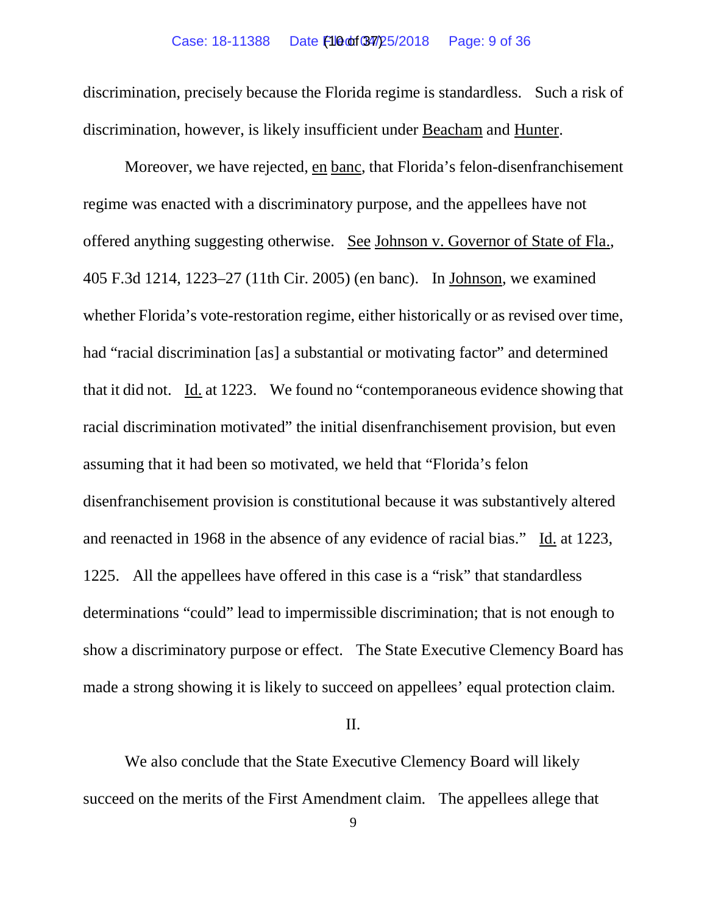discrimination, precisely because the Florida regime is standardless. Such a risk of discrimination, however, is likely insufficient under Beacham and Hunter.

Moreover, we have rejected, en banc, that Florida's felon-disenfranchisement regime was enacted with a discriminatory purpose, and the appellees have not offered anything suggesting otherwise. See Johnson v. Governor of State of Fla., 405 F.3d 1214, 1223–27 (11th Cir. 2005) (en banc). In Johnson, we examined whether Florida's vote-restoration regime, either historically or as revised over time, had "racial discrimination [as] a substantial or motivating factor" and determined that it did not. Id. at 1223. We found no "contemporaneous evidence showing that racial discrimination motivated" the initial disenfranchisement provision, but even assuming that it had been so motivated, we held that "Florida's felon disenfranchisement provision is constitutional because it was substantively altered and reenacted in 1968 in the absence of any evidence of racial bias." Id. at 1223, 1225. All the appellees have offered in this case is a "risk" that standardless determinations "could" lead to impermissible discrimination; that is not enough to show a discriminatory purpose or effect. The State Executive Clemency Board has made a strong showing it is likely to succeed on appellees' equal protection claim.

## II.

We also conclude that the State Executive Clemency Board will likely succeed on the merits of the First Amendment claim. The appellees allege that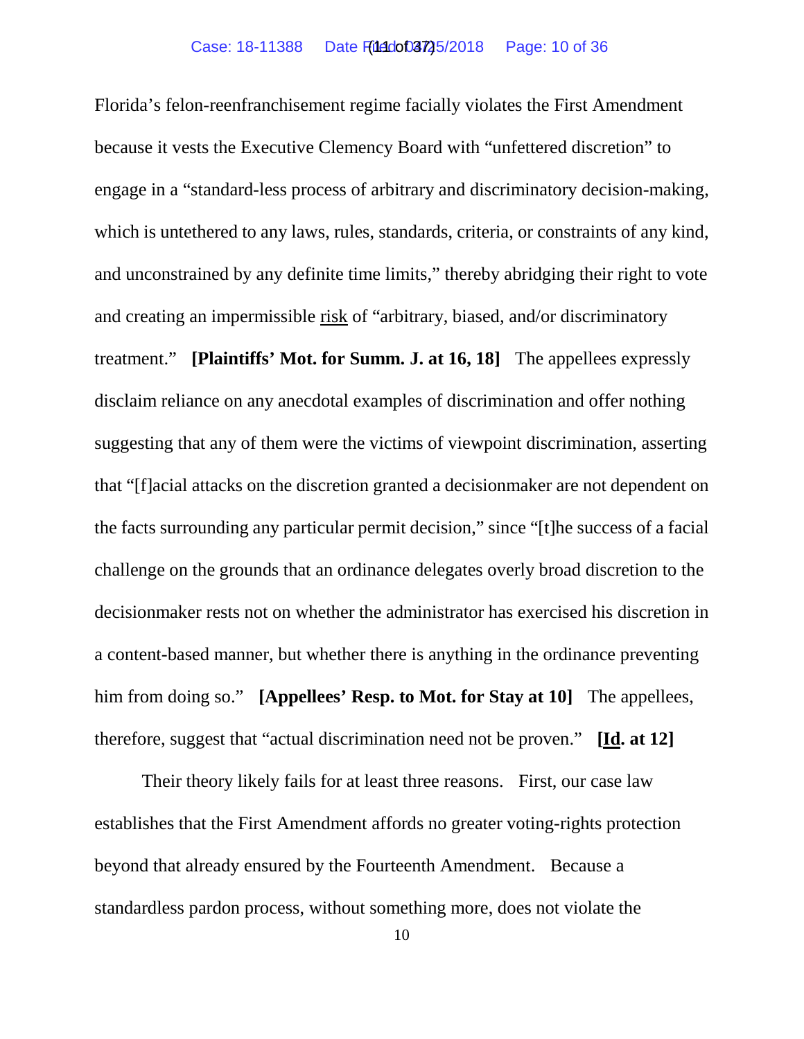Florida's felon-reenfranchisement regime facially violates the First Amendment because it vests the Executive Clemency Board with "unfettered discretion" to engage in a "standard-less process of arbitrary and discriminatory decision-making, which is untethered to any laws, rules, standards, criteria, or constraints of any kind, and unconstrained by any definite time limits," thereby abridging their right to vote and creating an impermissible risk of "arbitrary, biased, and/or discriminatory treatment." **[Plaintiffs' Mot. for Summ. J. at 16, 18]** The appellees expressly disclaim reliance on any anecdotal examples of discrimination and offer nothing suggesting that any of them were the victims of viewpoint discrimination, asserting that "[f]acial attacks on the discretion granted a decisionmaker are not dependent on the facts surrounding any particular permit decision," since "[t]he success of a facial challenge on the grounds that an ordinance delegates overly broad discretion to the decisionmaker rests not on whether the administrator has exercised his discretion in a content-based manner, but whether there is anything in the ordinance preventing him from doing so." **[Appellees' Resp. to Mot. for Stay at 10]** The appellees, therefore, suggest that "actual discrimination need not be proven." **[Id. at 12]**

Their theory likely fails for at least three reasons. First, our case law establishes that the First Amendment affords no greater voting-rights protection beyond that already ensured by the Fourteenth Amendment. Because a standardless pardon process, without something more, does not violate the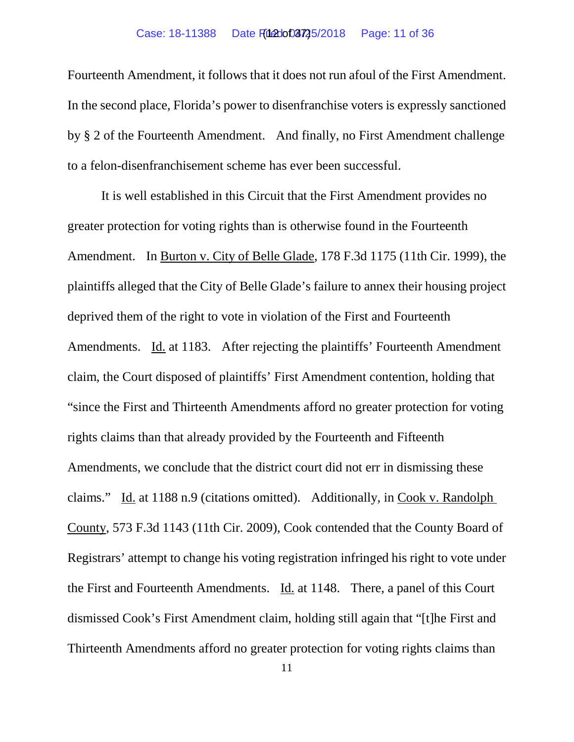Fourteenth Amendment, it follows that it does not run afoul of the First Amendment. In the second place, Florida's power to disenfranchise voters is expressly sanctioned by § 2 of the Fourteenth Amendment. And finally, no First Amendment challenge to a felon-disenfranchisement scheme has ever been successful.

It is well established in this Circuit that the First Amendment provides no greater protection for voting rights than is otherwise found in the Fourteenth Amendment. In Burton v. City of Belle Glade, 178 F.3d 1175 (11th Cir. 1999), the plaintiffs alleged that the City of Belle Glade's failure to annex their housing project deprived them of the right to vote in violation of the First and Fourteenth Amendments. Id. at 1183. After rejecting the plaintiffs' Fourteenth Amendment claim, the Court disposed of plaintiffs' First Amendment contention, holding that "since the First and Thirteenth Amendments afford no greater protection for voting rights claims than that already provided by the Fourteenth and Fifteenth Amendments, we conclude that the district court did not err in dismissing these claims." Id. at 1188 n.9 (citations omitted). Additionally, in Cook v. Randolph County, 573 F.3d 1143 (11th Cir. 2009), Cook contended that the County Board of Registrars' attempt to change his voting registration infringed his right to vote under the First and Fourteenth Amendments. Id. at 1148. There, a panel of this Court dismissed Cook's First Amendment claim, holding still again that "[t]he First and Thirteenth Amendments afford no greater protection for voting rights claims than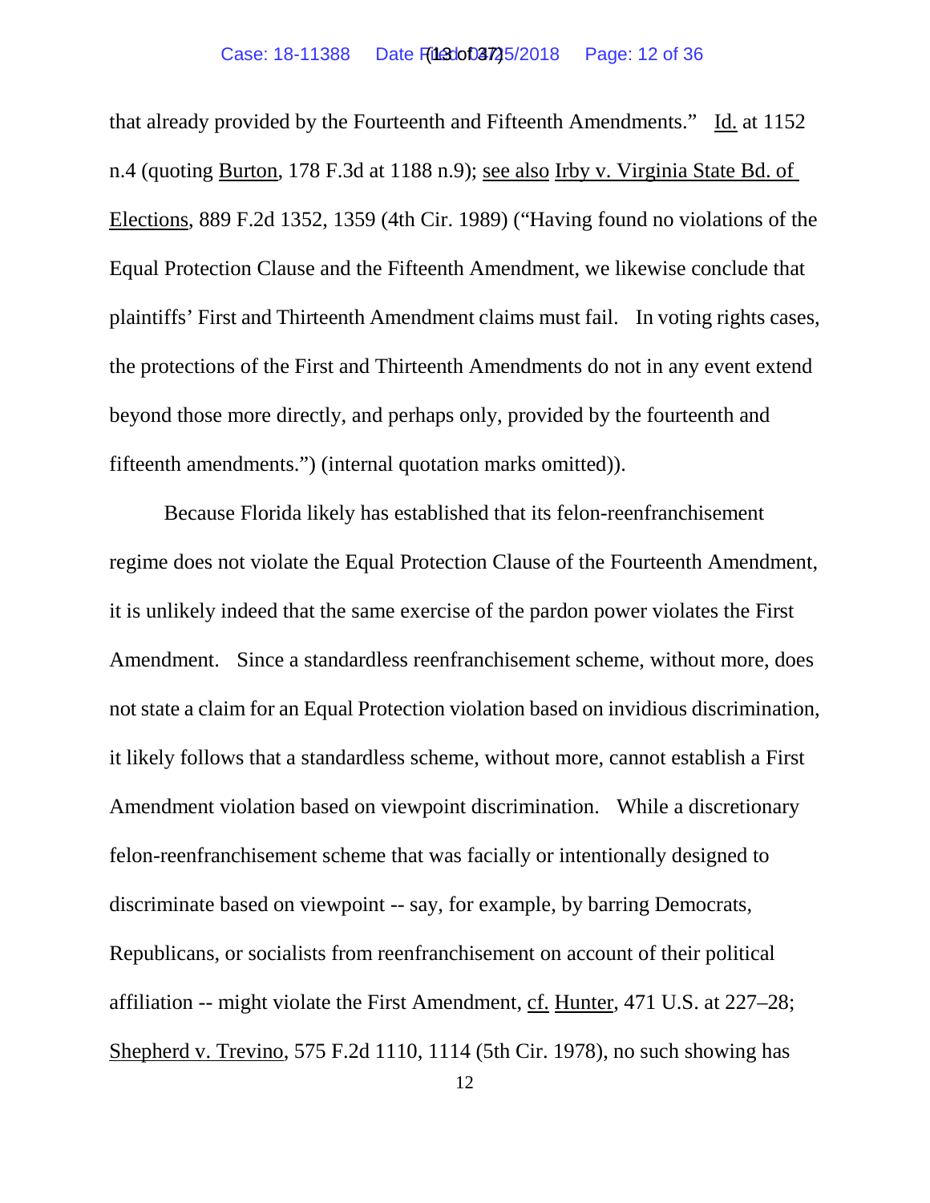that already provided by the Fourteenth and Fifteenth Amendments." Id. at 1152 n.4 (quoting Burton, 178 F.3d at 1188 n.9); see also Irby v. Virginia State Bd. of Elections, 889 F.2d 1352, 1359 (4th Cir. 1989) ("Having found no violations of the Equal Protection Clause and the Fifteenth Amendment, we likewise conclude that plaintiffs' First and Thirteenth Amendment claims must fail. In voting rights cases, the protections of the First and Thirteenth Amendments do not in any event extend beyond those more directly, and perhaps only, provided by the fourteenth and fifteenth amendments.") (internal quotation marks omitted)).

Because Florida likely has established that its felon-reenfranchisement regime does not violate the Equal Protection Clause of the Fourteenth Amendment, it is unlikely indeed that the same exercise of the pardon power violates the First Amendment. Since a standardless reenfranchisement scheme, without more, does not state a claim for an Equal Protection violation based on invidious discrimination, it likely follows that a standardless scheme, without more, cannot establish a First Amendment violation based on viewpoint discrimination. While a discretionary felon-reenfranchisement scheme that was facially or intentionally designed to discriminate based on viewpoint -- say, for example, by barring Democrats, Republicans, or socialists from reenfranchisement on account of their political affiliation -- might violate the First Amendment, cf. Hunter, 471 U.S. at 227–28; Shepherd v. Trevino, 575 F.2d 1110, 1114 (5th Cir. 1978), no such showing has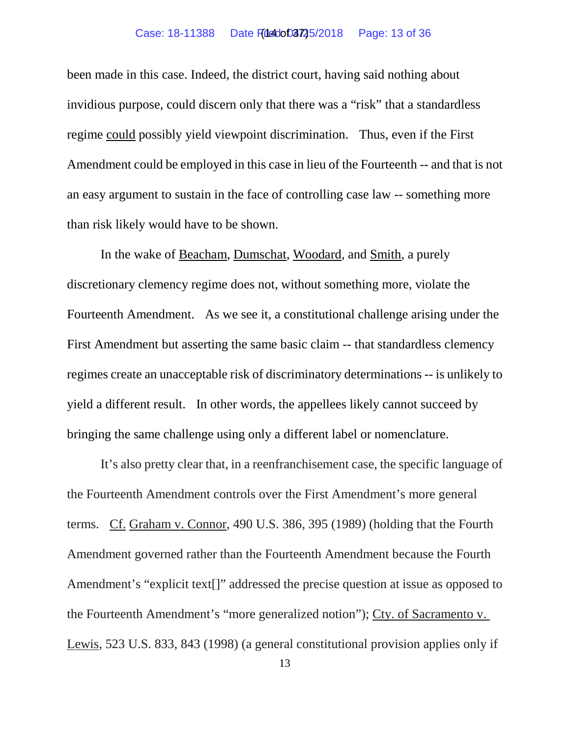been made in this case. Indeed, the district court, having said nothing about invidious purpose, could discern only that there was a "risk" that a standardless regime could possibly yield viewpoint discrimination. Thus, even if the First Amendment could be employed in this case in lieu of the Fourteenth -- and that is not an easy argument to sustain in the face of controlling case law -- something more than risk likely would have to be shown.

In the wake of Beacham, Dumschat, Woodard, and Smith, a purely discretionary clemency regime does not, without something more, violate the Fourteenth Amendment. As we see it, a constitutional challenge arising under the First Amendment but asserting the same basic claim -- that standardless clemency regimes create an unacceptable risk of discriminatory determinations -- is unlikely to yield a different result. In other words, the appellees likely cannot succeed by bringing the same challenge using only a different label or nomenclature.

It's also pretty clear that, in a reenfranchisement case, the specific language of the Fourteenth Amendment controls over the First Amendment's more general terms. Cf. Graham v. Connor, 490 U.S. 386, 395 (1989) (holding that the Fourth Amendment governed rather than the Fourteenth Amendment because the Fourth Amendment's "explicit text[]" addressed the precise question at issue as opposed to the Fourteenth Amendment's "more generalized notion"); Cty. of Sacramento v. Lewis, 523 U.S. 833, 843 (1998) (a general constitutional provision applies only if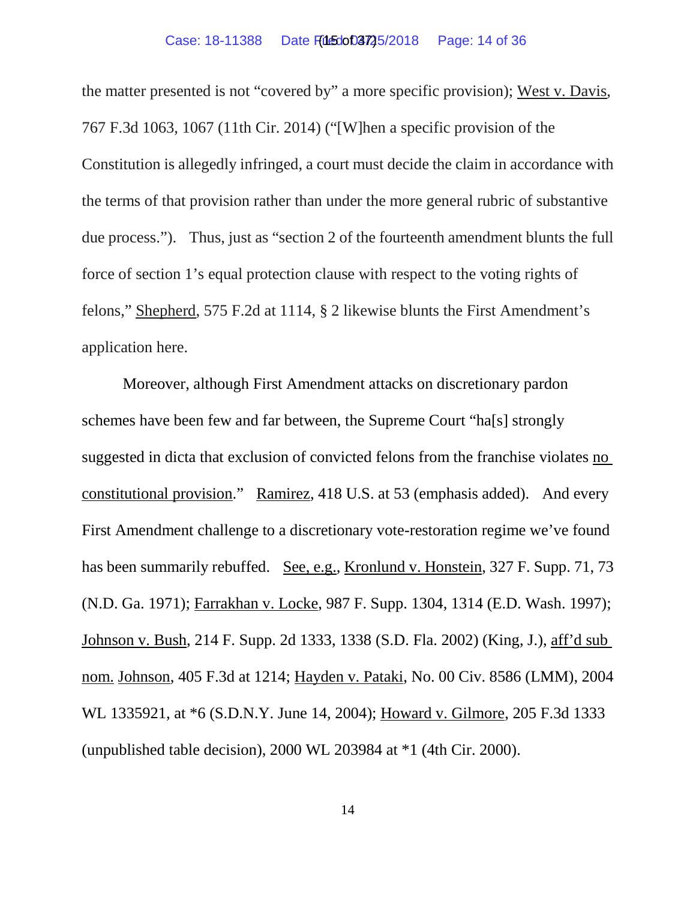the matter presented is not "covered by" a more specific provision); West v. Davis, 767 F.3d 1063, 1067 (11th Cir. 2014) ("[W]hen a specific provision of the Constitution is allegedly infringed, a court must decide the claim in accordance with the terms of that provision rather than under the more general rubric of substantive due process."). Thus, just as "section 2 of the fourteenth amendment blunts the full force of section 1's equal protection clause with respect to the voting rights of felons," Shepherd, 575 F.2d at 1114, § 2 likewise blunts the First Amendment's application here.

Moreover, although First Amendment attacks on discretionary pardon schemes have been few and far between, the Supreme Court "ha[s] strongly suggested in dicta that exclusion of convicted felons from the franchise violates no constitutional provision." Ramirez, 418 U.S. at 53 (emphasis added). And every First Amendment challenge to a discretionary vote-restoration regime we've found has been summarily rebuffed. See, e.g., Kronlund v. Honstein, 327 F. Supp. 71, 73 (N.D. Ga. 1971); Farrakhan v. Locke, 987 F. Supp. 1304, 1314 (E.D. Wash. 1997); Johnson v. Bush, 214 F. Supp. 2d 1333, 1338 (S.D. Fla. 2002) (King, J.), aff'd sub nom. Johnson, 405 F.3d at 1214; Hayden v. Pataki, No. 00 Civ. 8586 (LMM), 2004 WL 1335921, at *6 (S.D.N.Y. June 14, 2004); Howard v. Gilmore, 205 F.3d 1333 (unpublished table decision), 2000 WL 203984 at *1 (4th Cir. 2000).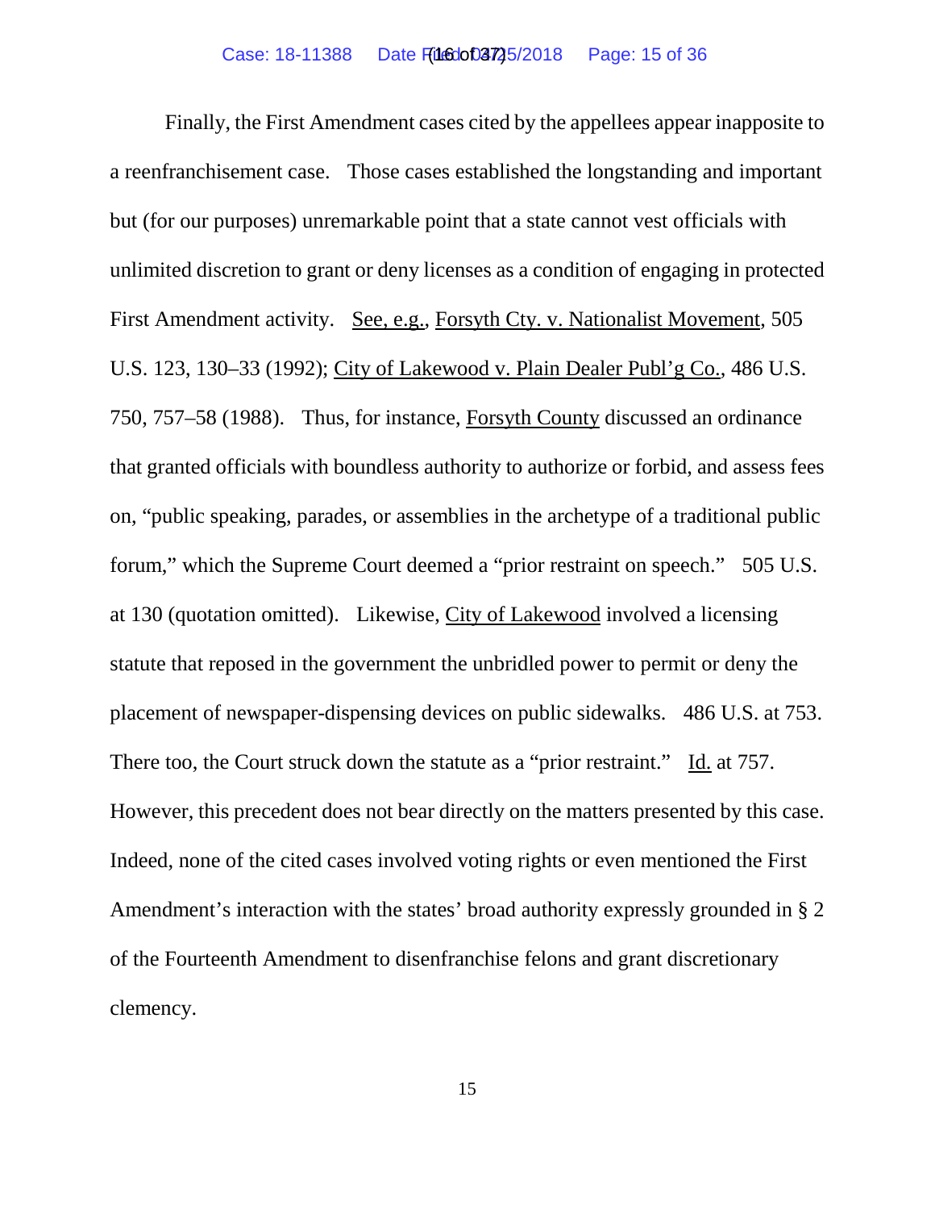Finally, the First Amendment cases cited by the appellees appear inapposite to a reenfranchisement case. Those cases established the longstanding and important but (for our purposes) unremarkable point that a state cannot vest officials with unlimited discretion to grant or deny licenses as a condition of engaging in protected First Amendment activity. See, e.g., Forsyth Cty. v. Nationalist Movement, 505 U.S. 123, 130–33 (1992); City of Lakewood v. Plain Dealer Publ'g Co., 486 U.S. 750, 757–58 (1988). Thus, for instance, Forsyth County discussed an ordinance that granted officials with boundless authority to authorize or forbid, and assess fees on, "public speaking, parades, or assemblies in the archetype of a traditional public forum," which the Supreme Court deemed a "prior restraint on speech." 505 U.S. at 130 (quotation omitted). Likewise, City of Lakewood involved a licensing statute that reposed in the government the unbridled power to permit or deny the placement of newspaper-dispensing devices on public sidewalks. 486 U.S. at 753. There too, the Court struck down the statute as a "prior restraint." Id. at 757. However, this precedent does not bear directly on the matters presented by this case. Indeed, none of the cited cases involved voting rights or even mentioned the First Amendment's interaction with the states' broad authority expressly grounded in § 2 of the Fourteenth Amendment to disenfranchise felons and grant discretionary clemency.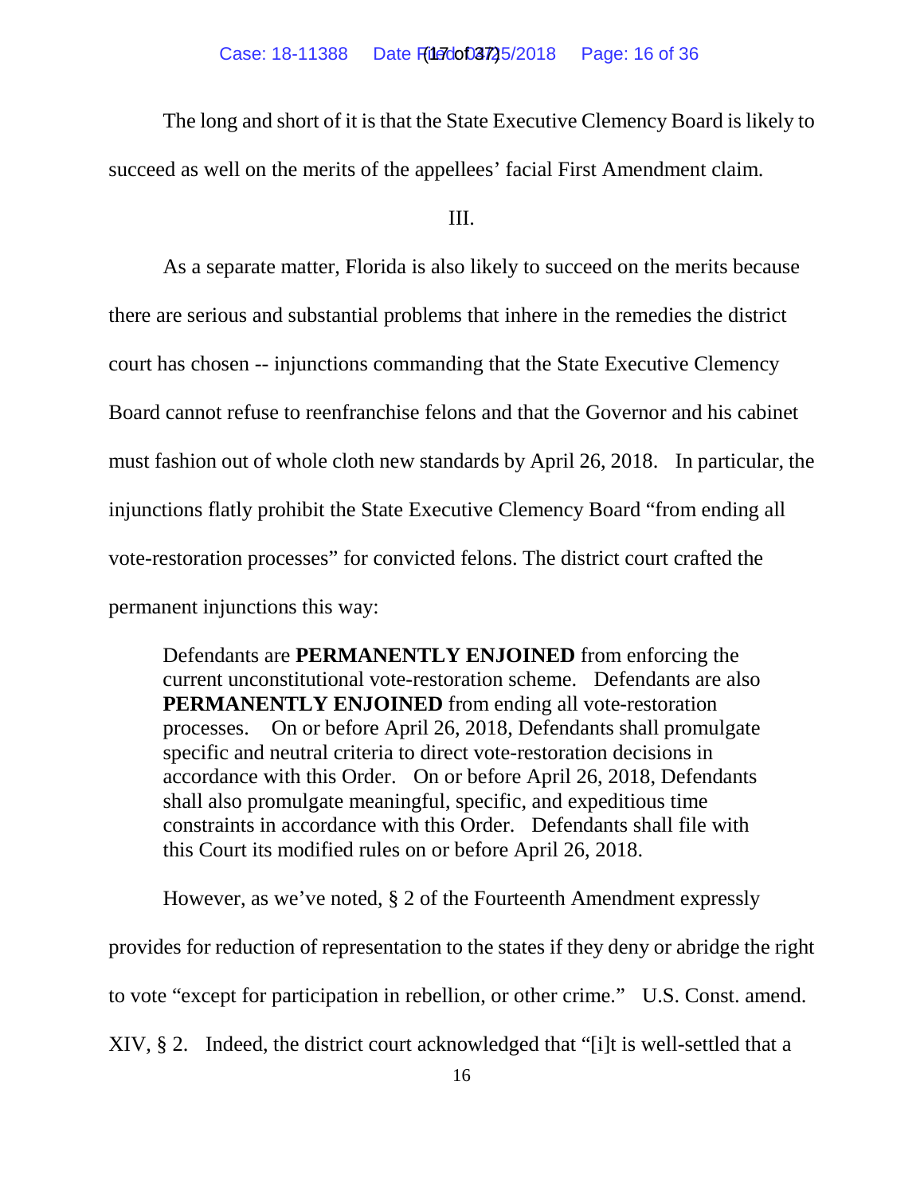The long and short of it is that the State Executive Clemency Board is likely to succeed as well on the merits of the appellees' facial First Amendment claim.

III.

As a separate matter, Florida is also likely to succeed on the merits because there are serious and substantial problems that inhere in the remedies the district court has chosen -- injunctions commanding that the State Executive Clemency Board cannot refuse to reenfranchise felons and that the Governor and his cabinet must fashion out of whole cloth new standards by April 26, 2018. In particular, the injunctions flatly prohibit the State Executive Clemency Board "from ending all vote-restoration processes" for convicted felons. The district court crafted the permanent injunctions this way:

> Defendants are **PERMANENTLY ENJOINED** from enforcing the current unconstitutional vote-restoration scheme. Defendants are also **PERMANENTLY ENJOINED** from ending all vote-restoration processes. On or before April 26, 2018, Defendants shall promulgate specific and neutral criteria to direct vote-restoration decisions in accordance with this Order. On or before April 26, 2018, Defendants shall also promulgate meaningful, specific, and expeditious time constraints in accordance with this Order. Defendants shall file with this Court its modified rules on or before April 26, 2018.

However, as we've noted, § 2 of the Fourteenth Amendment expressly provides for reduction of representation to the states if they deny or abridge the right to vote "except for participation in rebellion, or other crime." U.S. Const. amend. XIV, § 2. Indeed, the district court acknowledged that "[i]t is well-settled that a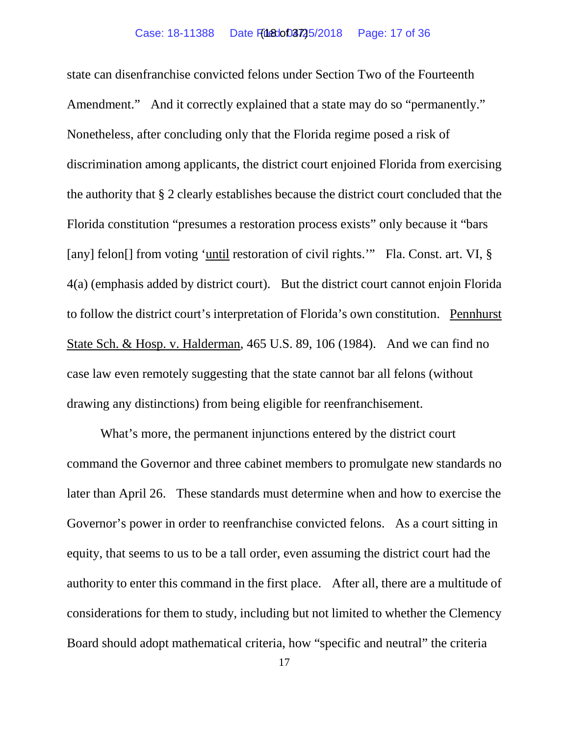state can disenfranchise convicted felons under Section Two of the Fourteenth Amendment." And it correctly explained that a state may do so "permanently." Nonetheless, after concluding only that the Florida regime posed a risk of discrimination among applicants, the district court enjoined Florida from exercising the authority that § 2 clearly establishes because the district court concluded that the Florida constitution "presumes a restoration process exists" only because it "bars [any] felon[] from voting 'until restoration of civil rights.'" Fla. Const. art. VI, § 4(a) (emphasis added by district court). But the district court cannot enjoin Florida to follow the district court's interpretation of Florida's own constitution. Pennhurst State Sch. & Hosp. v. Halderman, 465 U.S. 89, 106 (1984). And we can find no case law even remotely suggesting that the state cannot bar all felons (without drawing any distinctions) from being eligible for reenfranchisement.

What's more, the permanent injunctions entered by the district court command the Governor and three cabinet members to promulgate new standards no later than April 26. These standards must determine when and how to exercise the Governor's power in order to reenfranchise convicted felons. As a court sitting in equity, that seems to us to be a tall order, even assuming the district court had the authority to enter this command in the first place. After all, there are a multitude of considerations for them to study, including but not limited to whether the Clemency Board should adopt mathematical criteria, how "specific and neutral" the criteria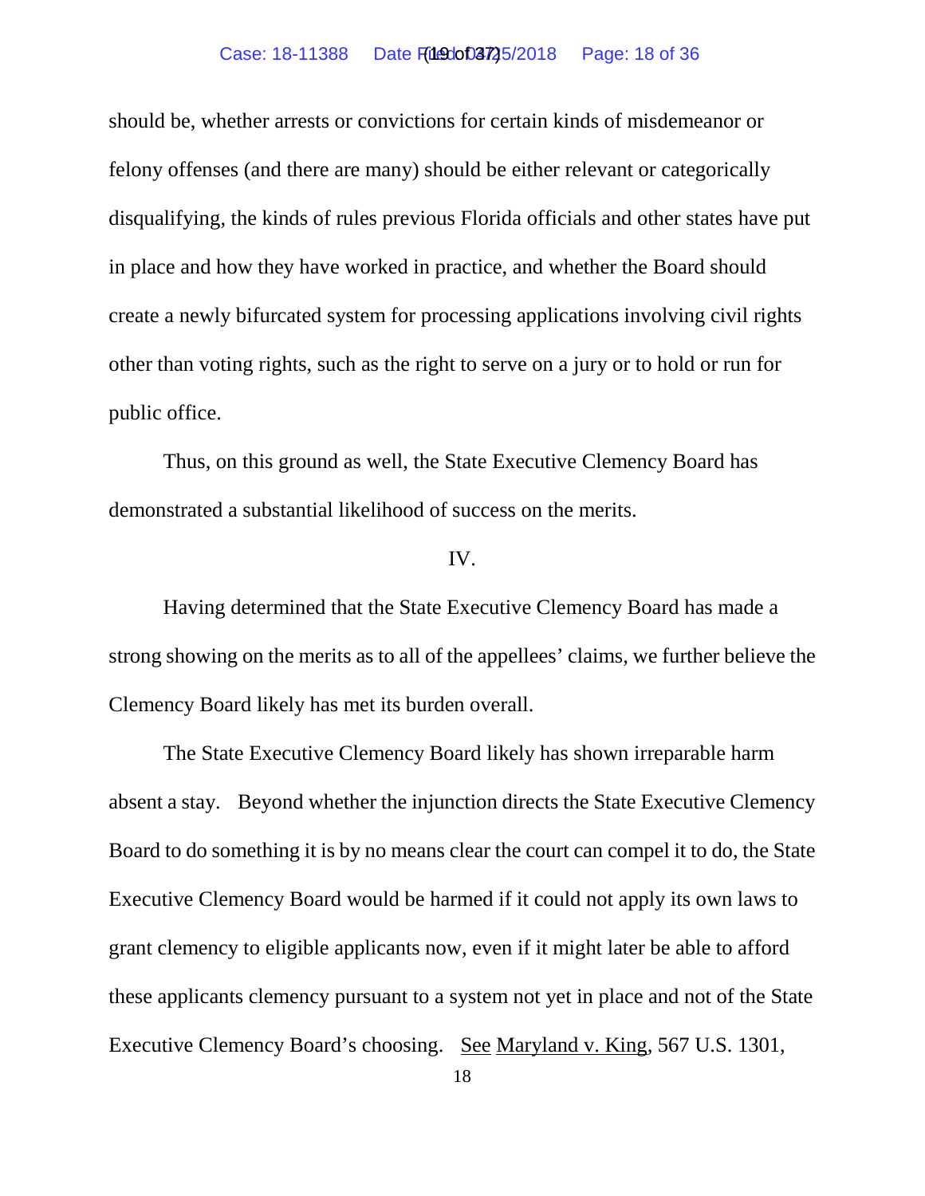should be, whether arrests or convictions for certain kinds of misdemeanor or felony offenses (and there are many) should be either relevant or categorically disqualifying, the kinds of rules previous Florida officials and other states have put in place and how they have worked in practice, and whether the Board should create a newly bifurcated system for processing applications involving civil rights other than voting rights, such as the right to serve on a jury or to hold or run for public office.

Thus, on this ground as well, the State Executive Clemency Board has demonstrated a substantial likelihood of success on the merits.

IV.

Having determined that the State Executive Clemency Board has made a strong showing on the merits as to all of the appellees' claims, we further believe the Clemency Board likely has met its burden overall.

The State Executive Clemency Board likely has shown irreparable harm absent a stay. Beyond whether the injunction directs the State Executive Clemency Board to do something it is by no means clear the court can compel it to do, the State Executive Clemency Board would be harmed if it could not apply its own laws to grant clemency to eligible applicants now, even if it might later be able to afford these applicants clemency pursuant to a system not yet in place and not of the State Executive Clemency Board's choosing. See Maryland v. King, 567 U.S. 1301,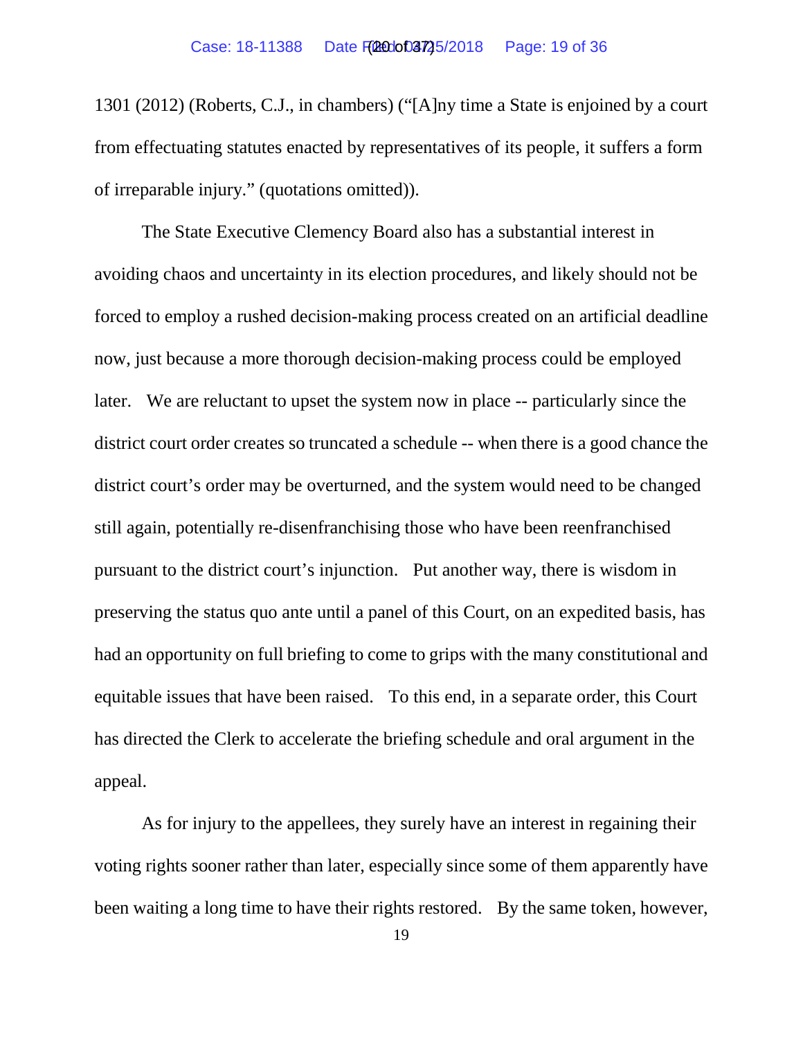1301 (2012) (Roberts, C.J., in chambers) ("[A]ny time a State is enjoined by a court from effectuating statutes enacted by representatives of its people, it suffers a form of irreparable injury." (quotations omitted)).

The State Executive Clemency Board also has a substantial interest in avoiding chaos and uncertainty in its election procedures, and likely should not be forced to employ a rushed decision-making process created on an artificial deadline now, just because a more thorough decision-making process could be employed later. We are reluctant to upset the system now in place -- particularly since the district court order creates so truncated a schedule -- when there is a good chance the district court's order may be overturned, and the system would need to be changed still again, potentially re-disenfranchising those who have been reenfranchised pursuant to the district court's injunction. Put another way, there is wisdom in preserving the status quo ante until a panel of this Court, on an expedited basis, has had an opportunity on full briefing to come to grips with the many constitutional and equitable issues that have been raised. To this end, in a separate order, this Court has directed the Clerk to accelerate the briefing schedule and oral argument in the appeal.

As for injury to the appellees, they surely have an interest in regaining their voting rights sooner rather than later, especially since some of them apparently have been waiting a long time to have their rights restored. By the same token, however,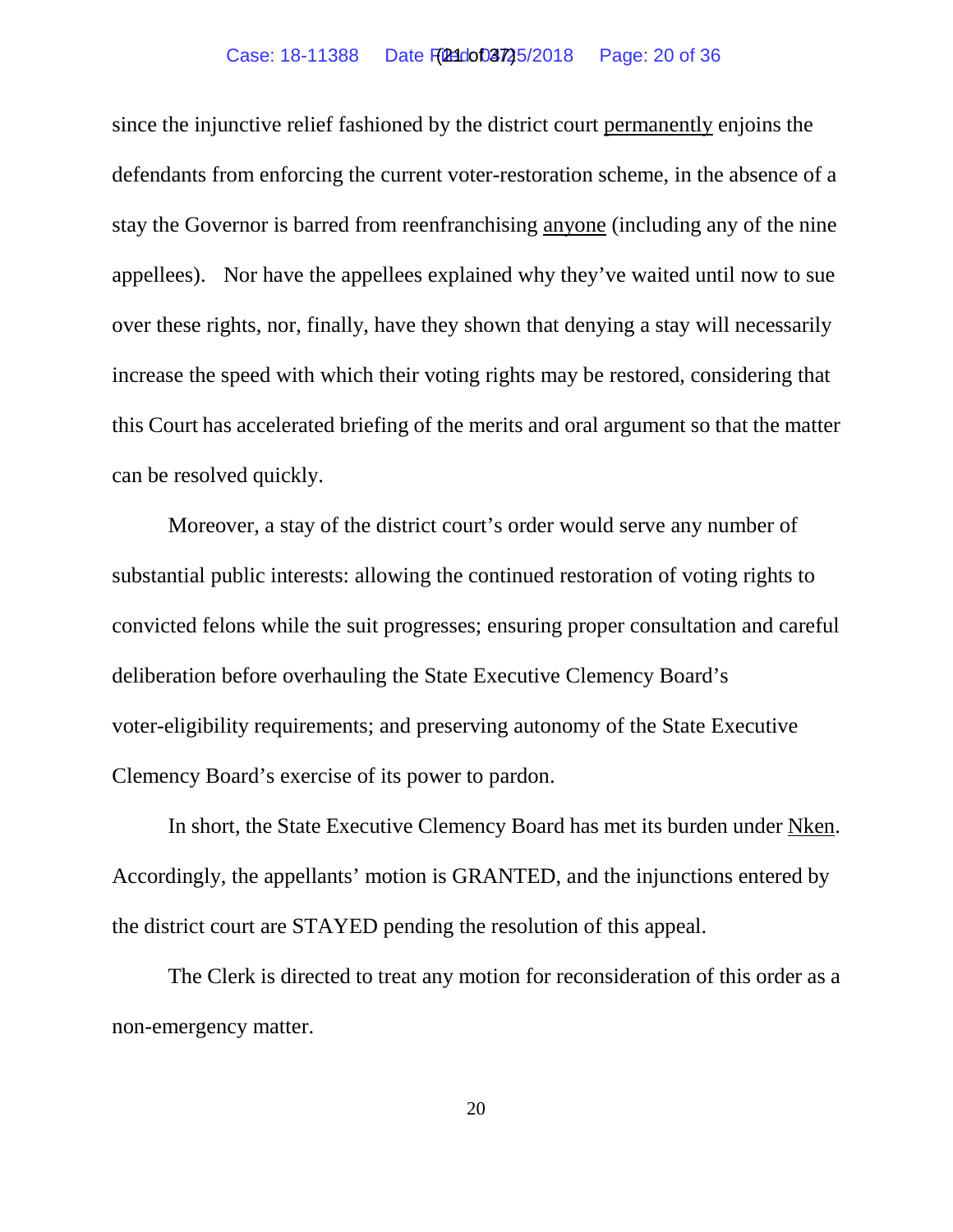since the injunctive relief fashioned by the district court <u>permanently</u> enjoins the defendants from enforcing the current voter-restoration scheme, in the absence of a stay the Governor is barred from reenfranchising <u>anyone</u> (including any of the nine appellees). Nor have the appellees explained why they've waited until now to sue over these rights, nor, finally, have they shown that denying a stay will necessarily increase the speed with which their voting rights may be restored, considering that this Court has accelerated briefing of the merits and oral argument so that the matter can be resolved quickly.

Moreover, a stay of the district court's order would serve any number of substantial public interests: allowing the continued restoration of voting rights to convicted felons while the suit progresses; ensuring proper consultation and careful deliberation before overhauling the State Executive Clemency Board's voter-eligibility requirements; and preserving autonomy of the State Executive Clemency Board's exercise of its power to pardon.

In short, the State Executive Clemency Board has met its burden under <u>Nken</u>. Accordingly, the appellants' motion is GRANTED, and the injunctions entered by the district court are STAYED pending the resolution of this appeal.

The Clerk is directed to treat any motion for reconsideration of this order as a non-emergency matter.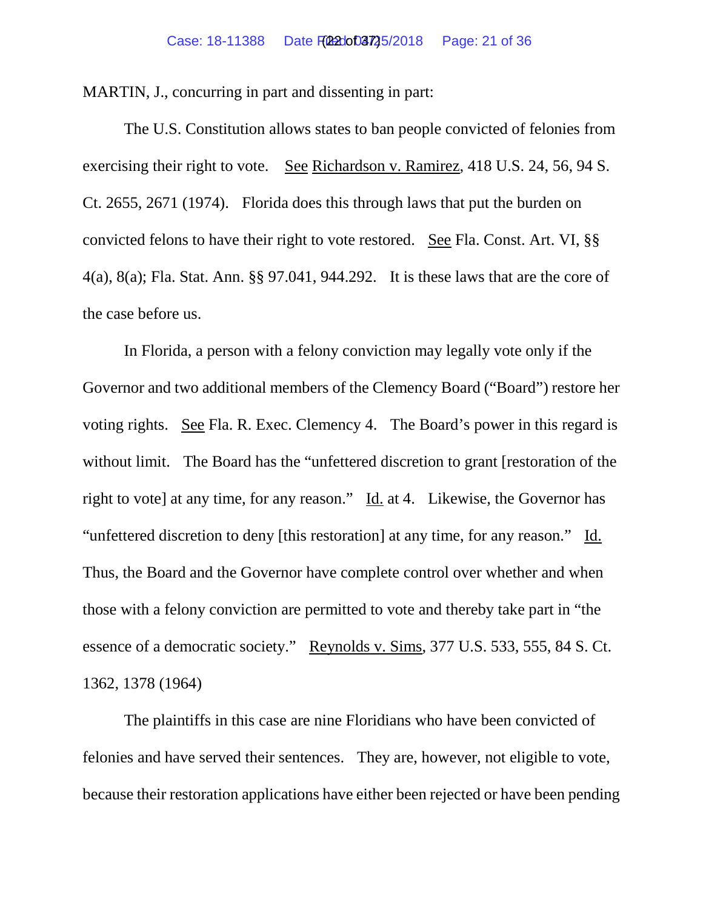MARTIN, J., concurring in part and dissenting in part:

The U.S. Constitution allows states to ban people convicted of felonies from exercising their right to vote. See Richardson v. Ramirez, 418 U.S. 24, 56, 94 S. Ct. 2655, 2671 (1974). Florida does this through laws that put the burden on convicted felons to have their right to vote restored. See Fla. Const. Art. VI, §§ 4(a), 8(a); Fla. Stat. Ann. §§ 97.041, 944.292. It is these laws that are the core of the case before us.

In Florida, a person with a felony conviction may legally vote only if the Governor and two additional members of the Clemency Board ("Board") restore her voting rights. See Fla. R. Exec. Clemency 4. The Board's power in this regard is without limit. The Board has the "unfettered discretion to grant [restoration of the right to vote] at any time, for any reason." Id. at 4. Likewise, the Governor has "unfettered discretion to deny [this restoration] at any time, for any reason." Id. Thus, the Board and the Governor have complete control over whether and when those with a felony conviction are permitted to vote and thereby take part in "the essence of a democratic society." Reynolds v. Sims, 377 U.S. 533, 555, 84 S. Ct. 1362, 1378 (1964)

The plaintiffs in this case are nine Floridians who have been convicted of felonies and have served their sentences. They are, however, not eligible to vote, because their restoration applications have either been rejected or have been pending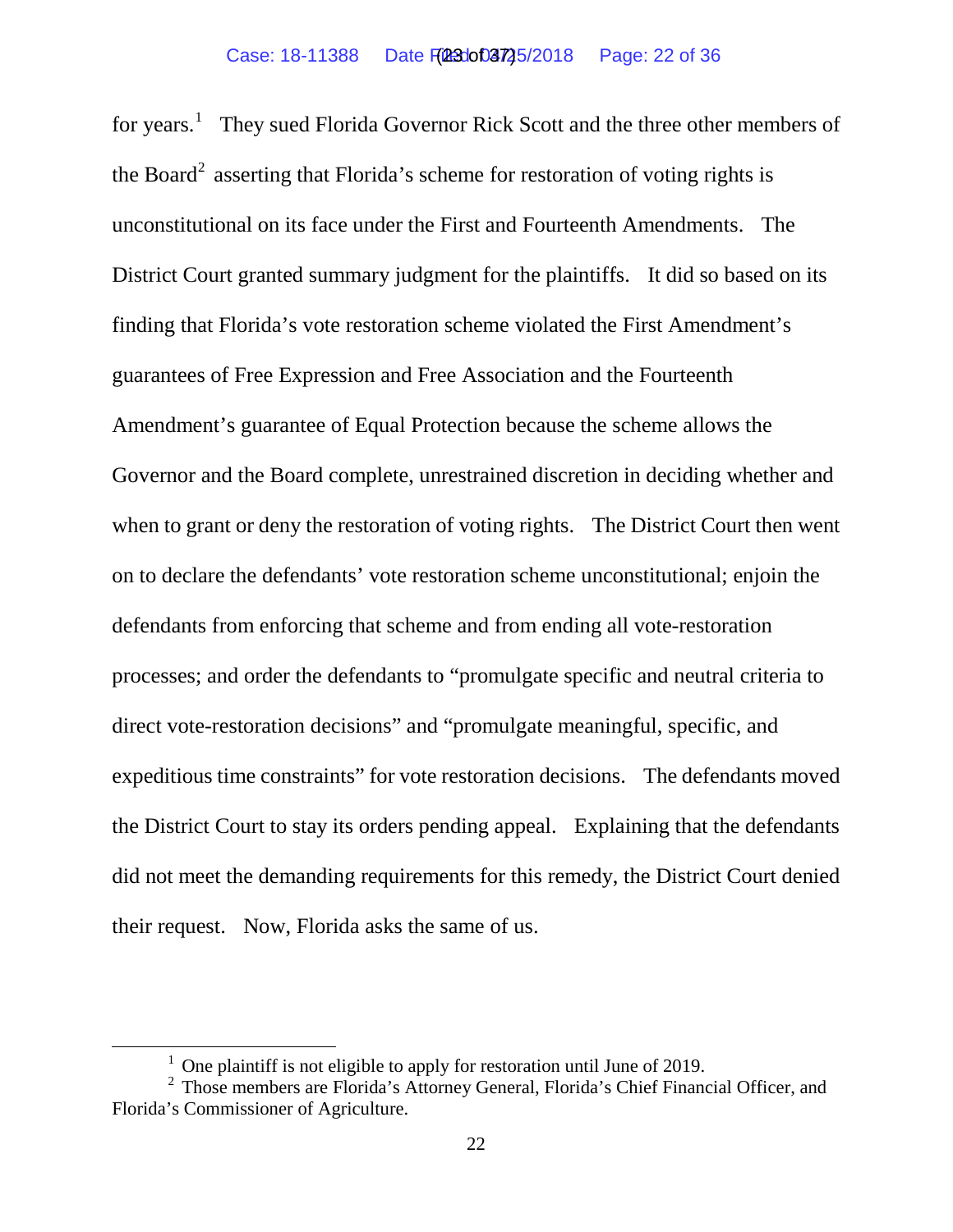for years.[1] They sued Florida Governor Rick Scott and the three other members of the Board[2] asserting that Florida's scheme for restoration of voting rights is unconstitutional on its face under the First and Fourteenth Amendments. The District Court granted summary judgment for the plaintiffs. It did so based on its finding that Florida's vote restoration scheme violated the First Amendment's guarantees of Free Expression and Free Association and the Fourteenth Amendment's guarantee of Equal Protection because the scheme allows the Governor and the Board complete, unrestrained discretion in deciding whether and when to grant or deny the restoration of voting rights. The District Court then went on to declare the defendants' vote restoration scheme unconstitutional; enjoin the defendants from enforcing that scheme and from ending all vote-restoration processes; and order the defendants to "promulgate specific and neutral criteria to direct vote-restoration decisions" and "promulgate meaningful, specific, and expeditious time constraints" for vote restoration decisions. The defendants moved the District Court to stay its orders pending appeal. Explaining that the defendants did not meet the demanding requirements for this remedy, the District Court denied their request. Now, Florida asks the same of us.

---

[1] One plaintiff is not eligible to apply for restoration until June of 2019.

[2] Those members are Florida's Attorney General, Florida's Chief Financial Officer, and Florida's Commissioner of Agriculture.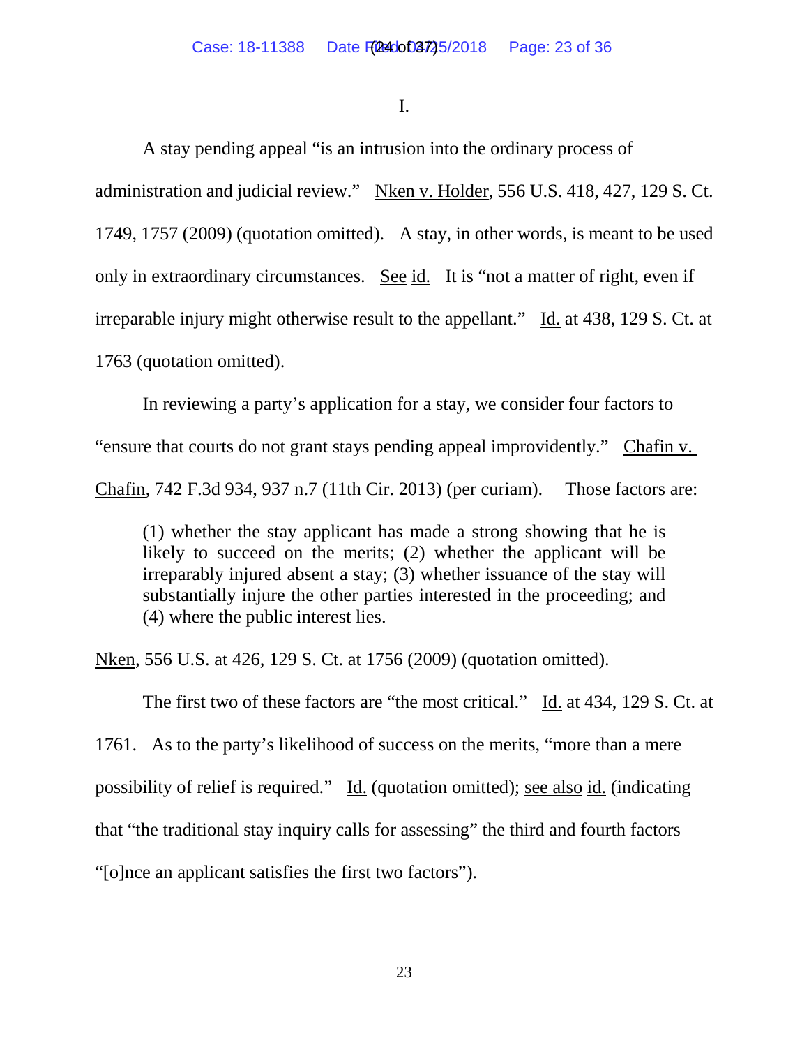I.

A stay pending appeal "is an intrusion into the ordinary process of administration and judicial review." Nken v. Holder, 556 U.S. 418, 427, 129 S. Ct. 1749, 1757 (2009) (quotation omitted). A stay, in other words, is meant to be used only in extraordinary circumstances. See id. It is "not a matter of right, even if irreparable injury might otherwise result to the appellant." Id. at 438, 129 S. Ct. at 1763 (quotation omitted).

In reviewing a party's application for a stay, we consider four factors to "ensure that courts do not grant stays pending appeal improvidently." Chafin v. Chafin, 742 F.3d 934, 937 n.7 (11th Cir. 2013) (per curiam). Those factors are:

> (1) whether the stay applicant has made a strong showing that he is likely to succeed on the merits; (2) whether the applicant will be irreparably injured absent a stay; (3) whether issuance of the stay will substantially injure the other parties interested in the proceeding; and (4) where the public interest lies.

Nken, 556 U.S. at 426, 129 S. Ct. at 1756 (2009) (quotation omitted).

The first two of these factors are "the most critical." Id. at 434, 129 S. Ct. at 1761. As to the party's likelihood of success on the merits, "more than a mere possibility of relief is required." Id. (quotation omitted); see also id. (indicating that "the traditional stay inquiry calls for assessing" the third and fourth factors "[o]nce an applicant satisfies the first two factors").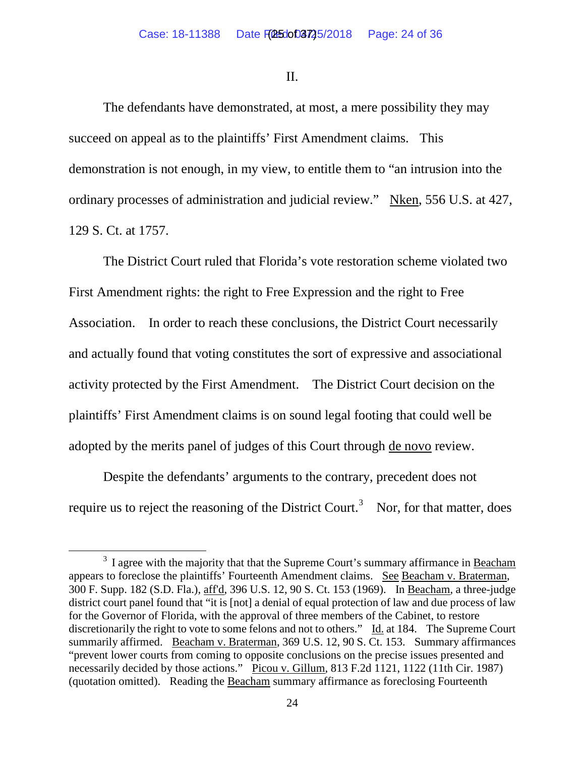II.

The defendants have demonstrated, at most, a mere possibility they may succeed on appeal as to the plaintiffs' First Amendment claims. This demonstration is not enough, in my view, to entitle them to "an intrusion into the ordinary processes of administration and judicial review." Nken, 556 U.S. at 427, 129 S. Ct. at 1757.

The District Court ruled that Florida's vote restoration scheme violated two First Amendment rights: the right to Free Expression and the right to Free Association. In order to reach these conclusions, the District Court necessarily and actually found that voting constitutes the sort of expressive and associational activity protected by the First Amendment. The District Court decision on the plaintiffs' First Amendment claims is on sound legal footing that could well be adopted by the merits panel of judges of this Court through de novo review.

Despite the defendants' arguments to the contrary, precedent does not require us to reject the reasoning of the District Court.[3] Nor, for that matter, does

---

[3] I agree with the majority that that the Supreme Court's summary affirmance in Beacham appears to foreclose the plaintiffs' Fourteenth Amendment claims. See Beacham v. Braterman, 300 F. Supp. 182 (S.D. Fla.), aff'd, 396 U.S. 12, 90 S. Ct. 153 (1969). In Beacham, a three-judge district court panel found that "it is [not] a denial of equal protection of law and due process of law for the Governor of Florida, with the approval of three members of the Cabinet, to restore discretionarily the right to vote to some felons and not to others." Id. at 184. The Supreme Court summarily affirmed. Beacham v. Braterman, 369 U.S. 12, 90 S. Ct. 153. Summary affirmances "prevent lower courts from coming to opposite conclusions on the precise issues presented and necessarily decided by those actions." Picou v. Gillum, 813 F.2d 1121, 1122 (11th Cir. 1987) (quotation omitted). Reading the Beacham summary affirmance as foreclosing Fourteenth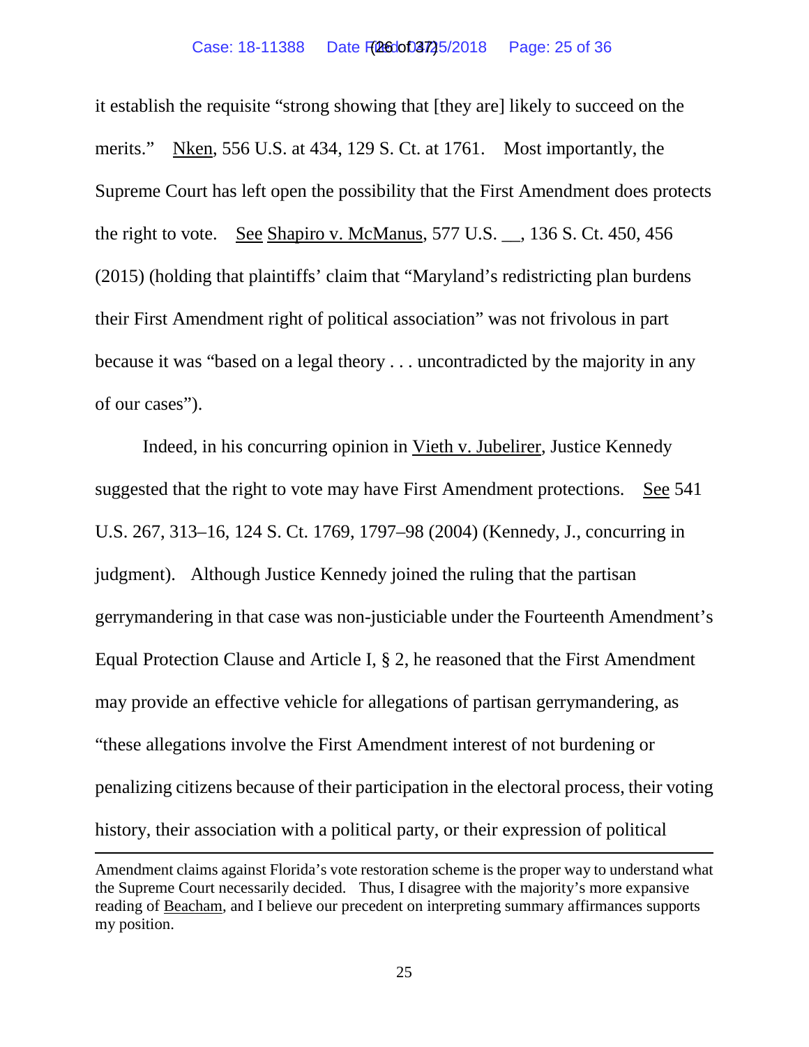it establish the requisite "strong showing that [they are] likely to succeed on the merits." Nken, 556 U.S. at 434, 129 S. Ct. at 1761. Most importantly, the Supreme Court has left open the possibility that the First Amendment does protects the right to vote. See Shapiro v. McManus, 577 U.S. __, 136 S. Ct. 450, 456 (2015) (holding that plaintiffs' claim that "Maryland's redistricting plan burdens their First Amendment right of political association" was not frivolous in part because it was "based on a legal theory . . . uncontradicted by the majority in any of our cases").

Indeed, in his concurring opinion in Vieth v. Jubelirer, Justice Kennedy suggested that the right to vote may have First Amendment protections. See 541 U.S. 267, 313–16, 124 S. Ct. 1769, 1797–98 (2004) (Kennedy, J., concurring in judgment). Although Justice Kennedy joined the ruling that the partisan gerrymandering in that case was non-justiciable under the Fourteenth Amendment's Equal Protection Clause and Article I, § 2, he reasoned that the First Amendment may provide an effective vehicle for allegations of partisan gerrymandering, as "these allegations involve the First Amendment interest of not burdening or penalizing citizens because of their participation in the electoral process, their voting history, their association with a political party, or their expression of political

---

Amendment claims against Florida's vote restoration scheme is the proper way to understand what the Supreme Court necessarily decided. Thus, I disagree with the majority's more expansive reading of Beacham, and I believe our precedent on interpreting summary affirmances supports my position.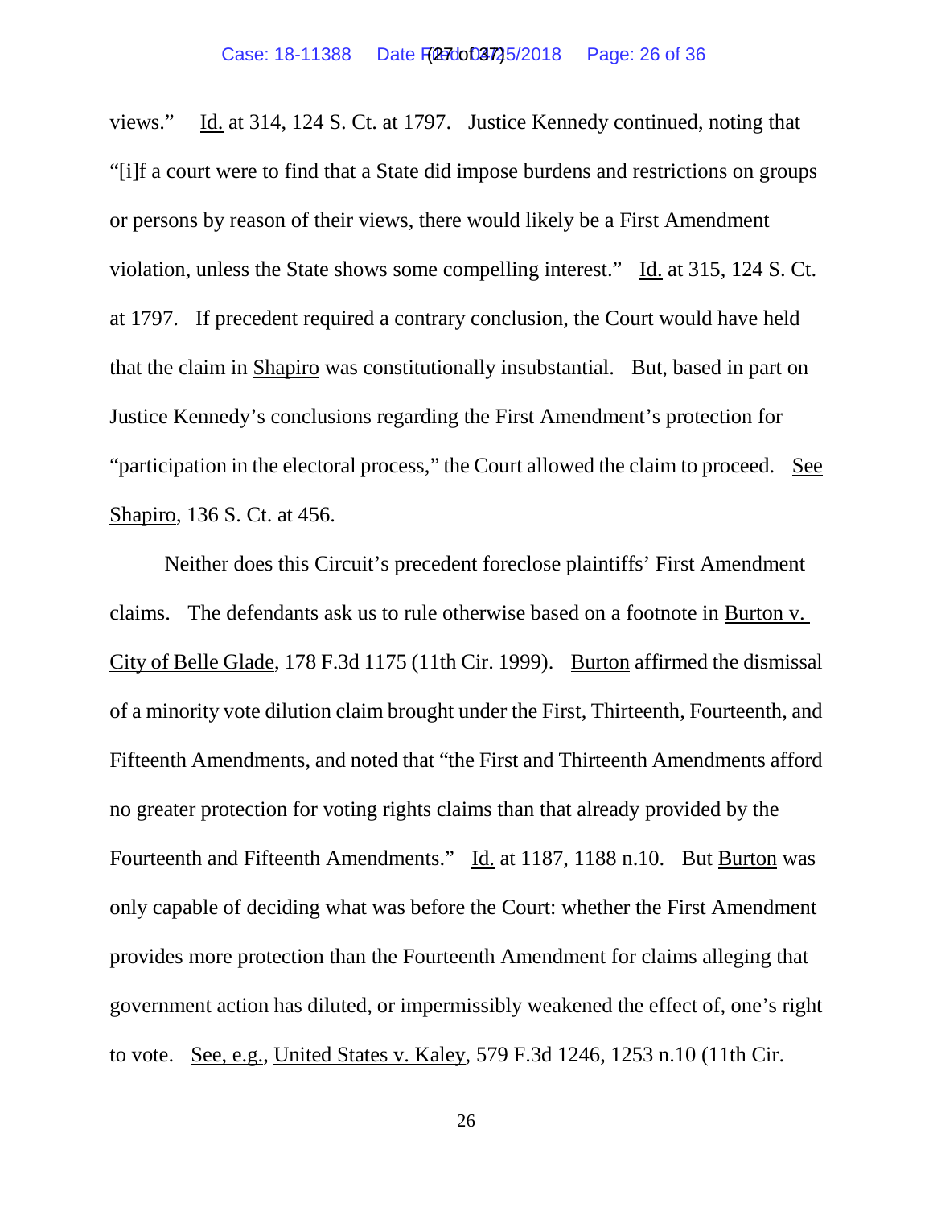views." Id. at 314, 124 S. Ct. at 1797. Justice Kennedy continued, noting that "[i]f a court were to find that a State did impose burdens and restrictions on groups or persons by reason of their views, there would likely be a First Amendment violation, unless the State shows some compelling interest." Id. at 315, 124 S. Ct. at 1797. If precedent required a contrary conclusion, the Court would have held that the claim in Shapiro was constitutionally insubstantial. But, based in part on Justice Kennedy's conclusions regarding the First Amendment's protection for "participation in the electoral process," the Court allowed the claim to proceed. See Shapiro, 136 S. Ct. at 456.

Neither does this Circuit's precedent foreclose plaintiffs' First Amendment claims. The defendants ask us to rule otherwise based on a footnote in Burton v. City of Belle Glade, 178 F.3d 1175 (11th Cir. 1999). Burton affirmed the dismissal of a minority vote dilution claim brought under the First, Thirteenth, Fourteenth, and Fifteenth Amendments, and noted that "the First and Thirteenth Amendments afford no greater protection for voting rights claims than that already provided by the Fourteenth and Fifteenth Amendments." Id. at 1187, 1188 n.10. But Burton was only capable of deciding what was before the Court: whether the First Amendment provides more protection than the Fourteenth Amendment for claims alleging that government action has diluted, or impermissibly weakened the effect of, one's right to vote. See, e.g., United States v. Kaley, 579 F.3d 1246, 1253 n.10 (11th Cir.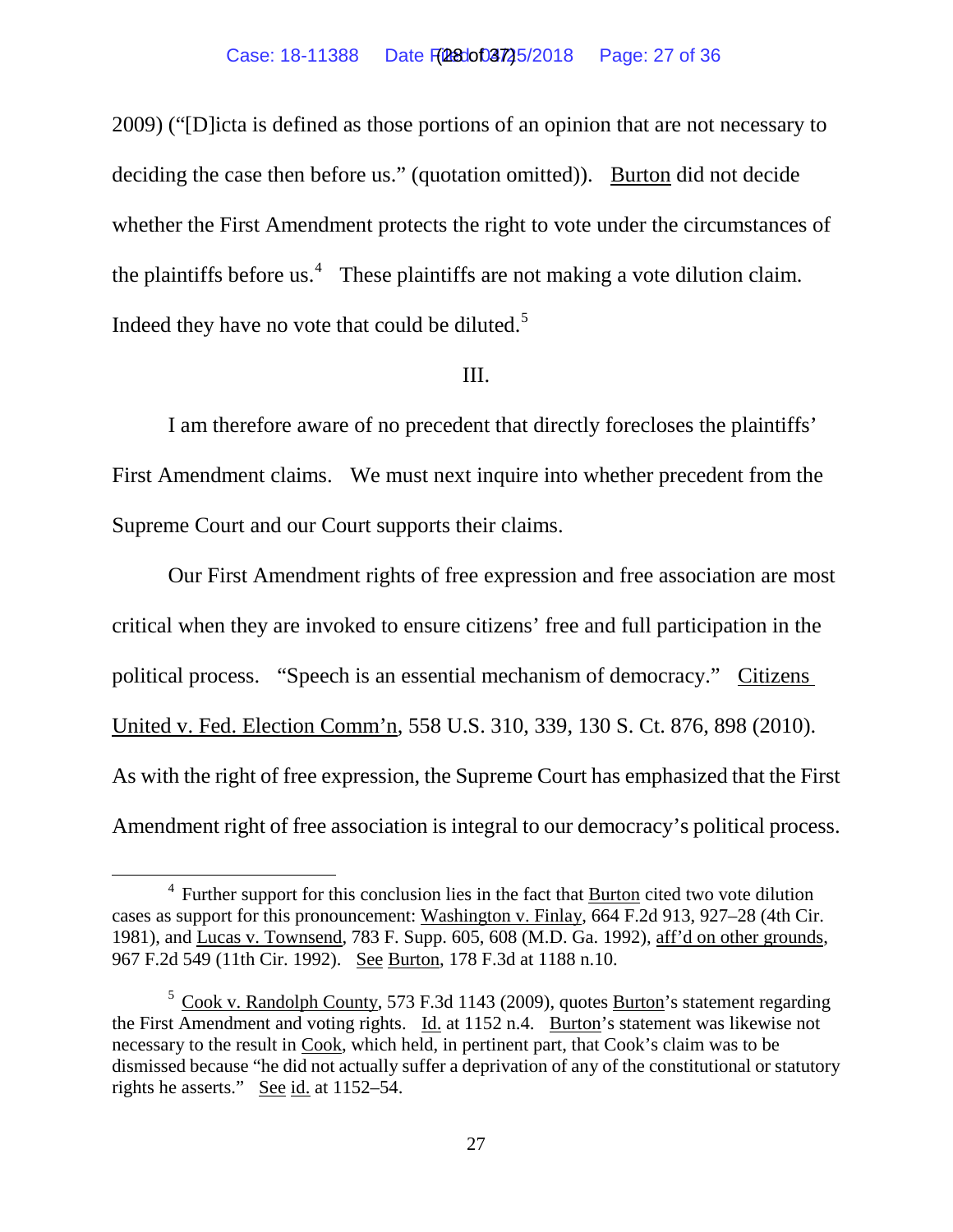2009) ("[D]icta is defined as those portions of an opinion that are not necessary to deciding the case then before us." (quotation omitted)). Burton did not decide whether the First Amendment protects the right to vote under the circumstances of the plaintiffs before us.[4] These plaintiffs are not making a vote dilution claim. Indeed they have no vote that could be diluted.[5]

## III.

I am therefore aware of no precedent that directly forecloses the plaintiffs' First Amendment claims. We must next inquire into whether precedent from the Supreme Court and our Court supports their claims.

Our First Amendment rights of free expression and free association are most critical when they are invoked to ensure citizens' free and full participation in the political process. "Speech is an essential mechanism of democracy." Citizens United v. Fed. Election Comm'n, 558 U.S. 310, 339, 130 S. Ct. 876, 898 (2010). As with the right of free expression, the Supreme Court has emphasized that the First Amendment right of free association is integral to our democracy's political process.

---

[4] Further support for this conclusion lies in the fact that Burton cited two vote dilution cases as support for this pronouncement: Washington v. Finlay, 664 F.2d 913, 927–28 (4th Cir. 1981), and Lucas v. Townsend, 783 F. Supp. 605, 608 (M.D. Ga. 1992), aff'd on other grounds, 967 F.2d 549 (11th Cir. 1992). See Burton, 178 F.3d at 1188 n.10.

[5] Cook v. Randolph County, 573 F.3d 1143 (2009), quotes Burton's statement regarding the First Amendment and voting rights. Id. at 1152 n.4. Burton's statement was likewise not necessary to the result in Cook, which held, in pertinent part, that Cook's claim was to be dismissed because "he did not actually suffer a deprivation of any of the constitutional or statutory rights he asserts." See id. at 1152–54.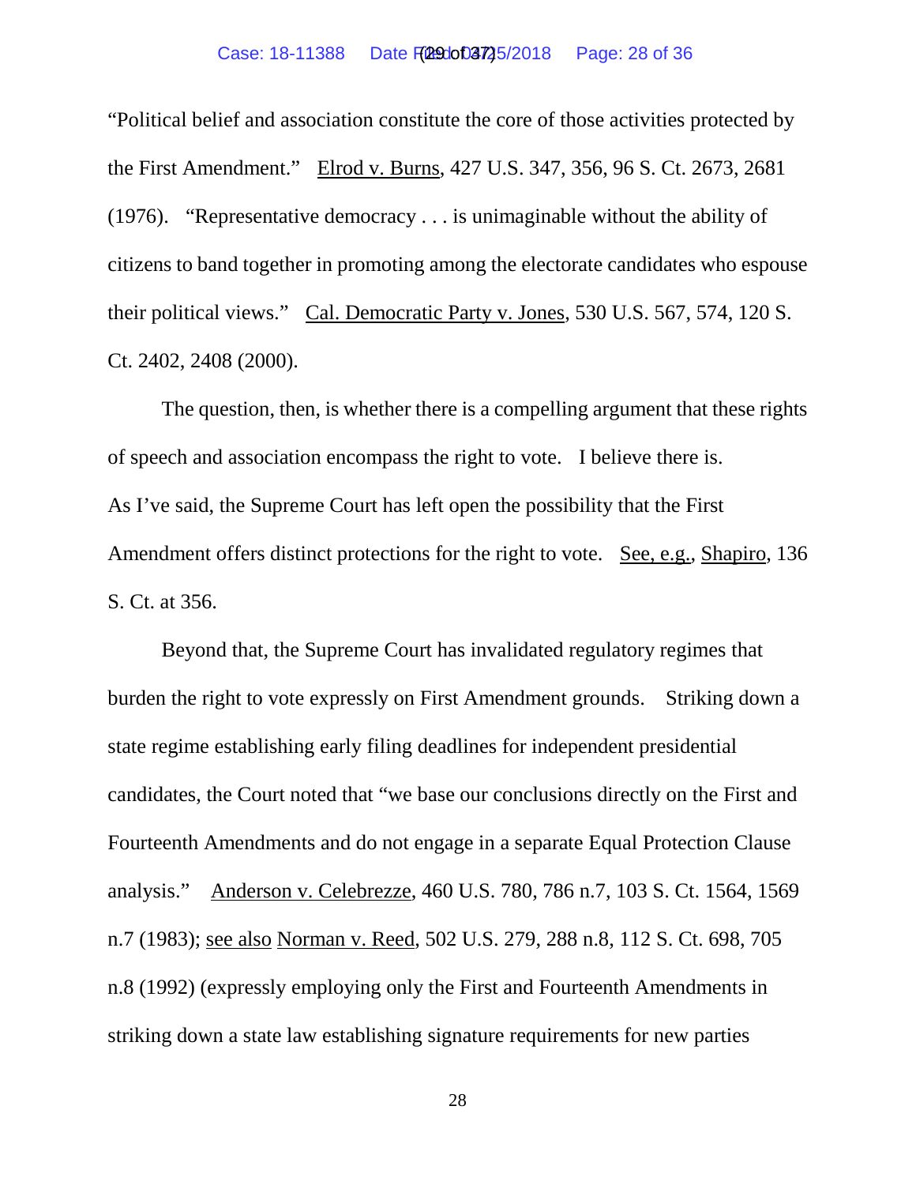"Political belief and association constitute the core of those activities protected by the First Amendment." Elrod v. Burns, 427 U.S. 347, 356, 96 S. Ct. 2673, 2681 (1976). "Representative democracy . . . is unimaginable without the ability of citizens to band together in promoting among the electorate candidates who espouse their political views." Cal. Democratic Party v. Jones, 530 U.S. 567, 574, 120 S. Ct. 2402, 2408 (2000).

The question, then, is whether there is a compelling argument that these rights of speech and association encompass the right to vote. I believe there is. As I've said, the Supreme Court has left open the possibility that the First Amendment offers distinct protections for the right to vote. See, e.g., Shapiro, 136 S. Ct. at 356.

Beyond that, the Supreme Court has invalidated regulatory regimes that burden the right to vote expressly on First Amendment grounds. Striking down a state regime establishing early filing deadlines for independent presidential candidates, the Court noted that "we base our conclusions directly on the First and Fourteenth Amendments and do not engage in a separate Equal Protection Clause analysis." Anderson v. Celebrezze, 460 U.S. 780, 786 n.7, 103 S. Ct. 1564, 1569 n.7 (1983); see also Norman v. Reed, 502 U.S. 279, 288 n.8, 112 S. Ct. 698, 705 n.8 (1992) (expressly employing only the First and Fourteenth Amendments in striking down a state law establishing signature requirements for new parties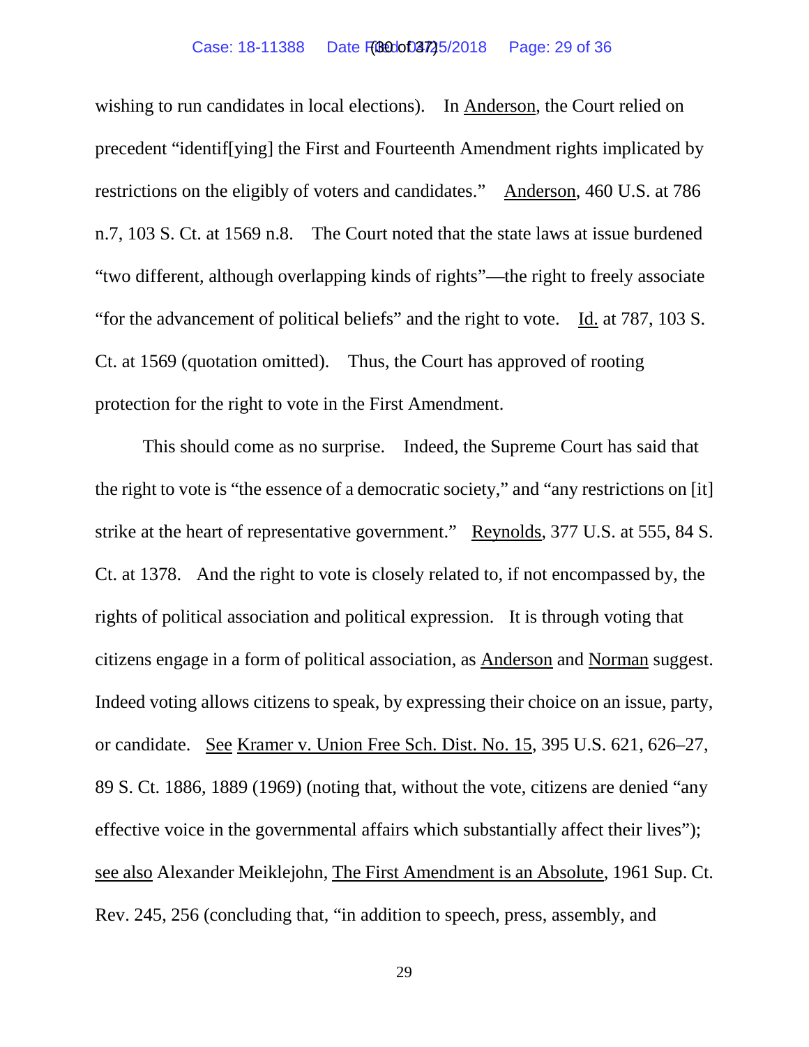wishing to run candidates in local elections). In Anderson, the Court relied on precedent "identif[ying] the First and Fourteenth Amendment rights implicated by restrictions on the eligibly of voters and candidates." Anderson, 460 U.S. at 786 n.7, 103 S. Ct. at 1569 n.8. The Court noted that the state laws at issue burdened "two different, although overlapping kinds of rights"—the right to freely associate "for the advancement of political beliefs" and the right to vote. Id. at 787, 103 S. Ct. at 1569 (quotation omitted). Thus, the Court has approved of rooting protection for the right to vote in the First Amendment.

This should come as no surprise. Indeed, the Supreme Court has said that the right to vote is "the essence of a democratic society," and "any restrictions on [it] strike at the heart of representative government." Reynolds, 377 U.S. at 555, 84 S. Ct. at 1378. And the right to vote is closely related to, if not encompassed by, the rights of political association and political expression. It is through voting that citizens engage in a form of political association, as Anderson and Norman suggest. Indeed voting allows citizens to speak, by expressing their choice on an issue, party, or candidate. See Kramer v. Union Free Sch. Dist. No. 15, 395 U.S. 621, 626–27, 89 S. Ct. 1886, 1889 (1969) (noting that, without the vote, citizens are denied "any effective voice in the governmental affairs which substantially affect their lives"); see also Alexander Meiklejohn, The First Amendment is an Absolute, 1961 Sup. Ct. Rev. 245, 256 (concluding that, "in addition to speech, press, assembly, and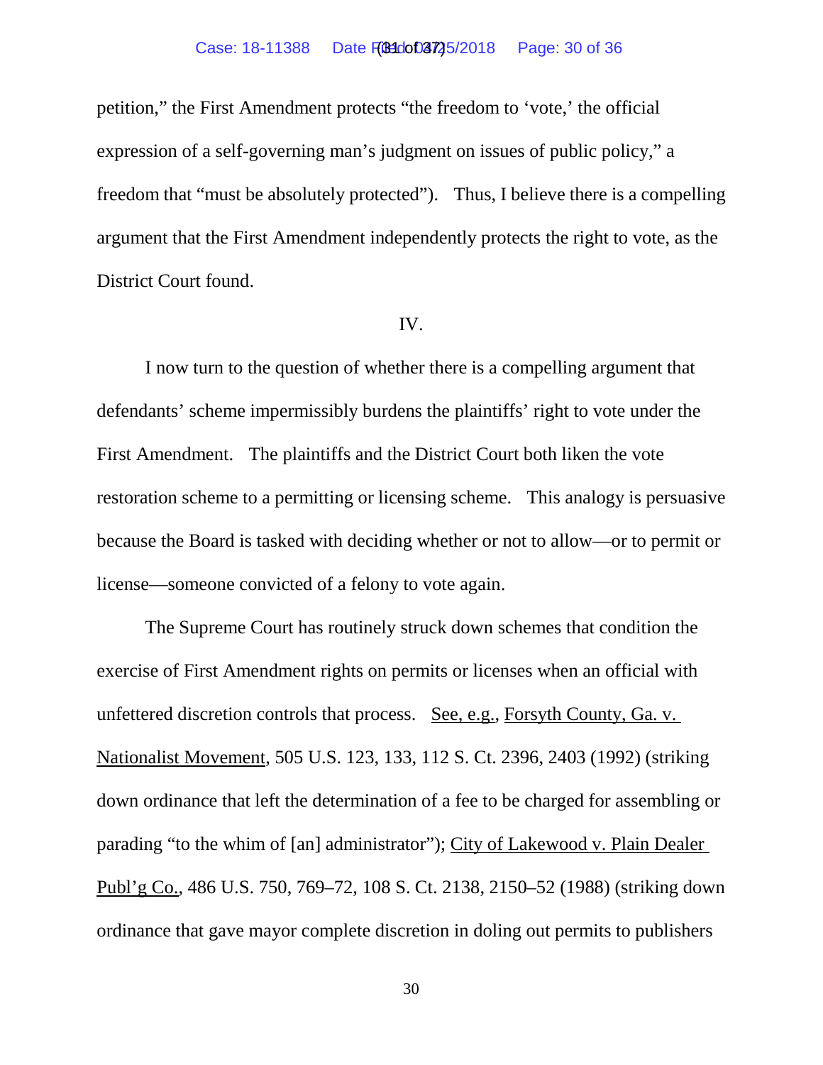petition," the First Amendment protects "the freedom to 'vote,' the official expression of a self-governing man's judgment on issues of public policy," a freedom that "must be absolutely protected"). Thus, I believe there is a compelling argument that the First Amendment independently protects the right to vote, as the District Court found.

IV.

I now turn to the question of whether there is a compelling argument that defendants' scheme impermissibly burdens the plaintiffs' right to vote under the First Amendment. The plaintiffs and the District Court both liken the vote restoration scheme to a permitting or licensing scheme. This analogy is persuasive because the Board is tasked with deciding whether or not to allow—or to permit or license—someone convicted of a felony to vote again.

The Supreme Court has routinely struck down schemes that condition the exercise of First Amendment rights on permits or licenses when an official with unfettered discretion controls that process. See, e.g., Forsyth County, Ga. v. Nationalist Movement, 505 U.S. 123, 133, 112 S. Ct. 2396, 2403 (1992) (striking down ordinance that left the determination of a fee to be charged for assembling or parading "to the whim of [an] administrator"); City of Lakewood v. Plain Dealer Publ'g Co., 486 U.S. 750, 769–72, 108 S. Ct. 2138, 2150–52 (1988) (striking down ordinance that gave mayor complete discretion in doling out permits to publishers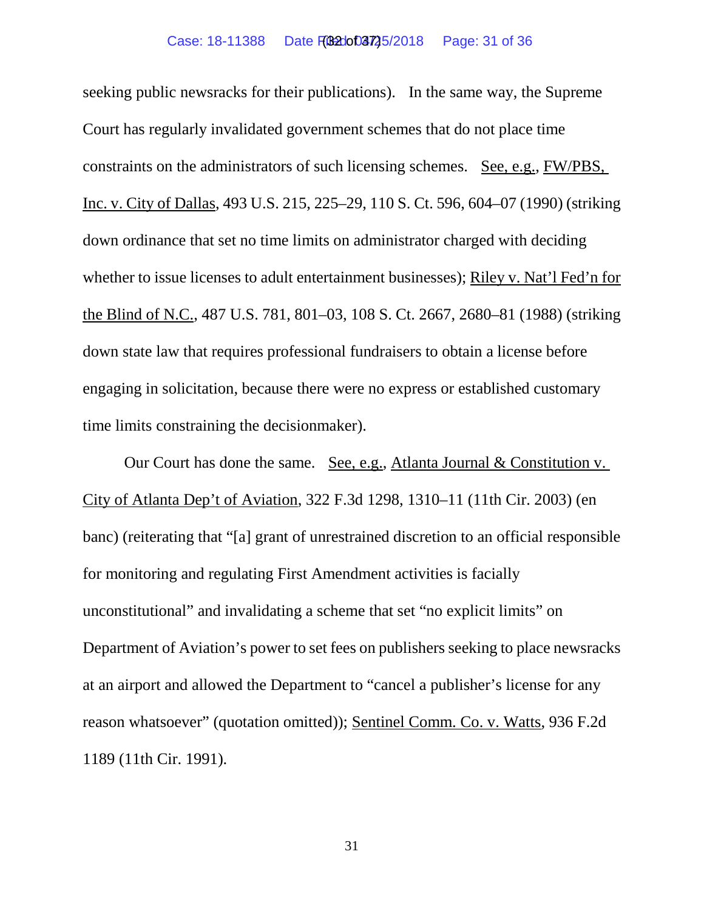seeking public newsracks for their publications). In the same way, the Supreme Court has regularly invalidated government schemes that do not place time constraints on the administrators of such licensing schemes. See, e.g., FW/PBS, Inc. v. City of Dallas, 493 U.S. 215, 225–29, 110 S. Ct. 596, 604–07 (1990) (striking down ordinance that set no time limits on administrator charged with deciding whether to issue licenses to adult entertainment businesses); Riley v. Nat'l Fed'n for the Blind of N.C., 487 U.S. 781, 801–03, 108 S. Ct. 2667, 2680–81 (1988) (striking down state law that requires professional fundraisers to obtain a license before engaging in solicitation, because there were no express or established customary time limits constraining the decisionmaker).

Our Court has done the same. See, e.g., Atlanta Journal & Constitution v. City of Atlanta Dep't of Aviation, 322 F.3d 1298, 1310–11 (11th Cir. 2003) (en banc) (reiterating that "[a] grant of unrestrained discretion to an official responsible for monitoring and regulating First Amendment activities is facially unconstitutional" and invalidating a scheme that set "no explicit limits" on Department of Aviation's power to set fees on publishers seeking to place newsracks at an airport and allowed the Department to "cancel a publisher's license for any reason whatsoever" (quotation omitted)); Sentinel Comm. Co. v. Watts, 936 F.2d 1189 (11th Cir. 1991).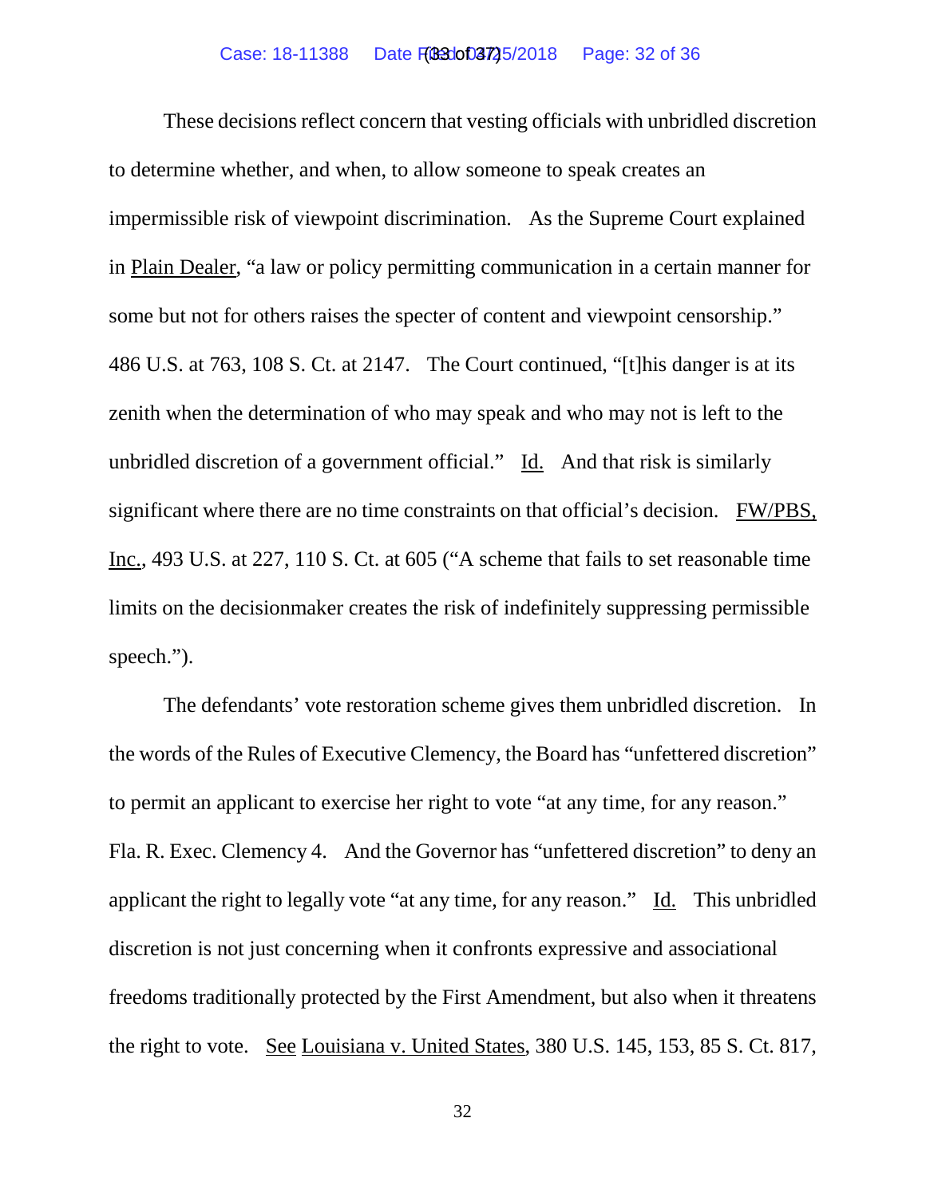These decisions reflect concern that vesting officials with unbridled discretion to determine whether, and when, to allow someone to speak creates an impermissible risk of viewpoint discrimination. As the Supreme Court explained in Plain Dealer, "a law or policy permitting communication in a certain manner for some but not for others raises the specter of content and viewpoint censorship." 486 U.S. at 763, 108 S. Ct. at 2147. The Court continued, "[t]his danger is at its zenith when the determination of who may speak and who may not is left to the unbridled discretion of a government official." Id. And that risk is similarly significant where there are no time constraints on that official's decision. FW/PBS, Inc., 493 U.S. at 227, 110 S. Ct. at 605 ("A scheme that fails to set reasonable time limits on the decisionmaker creates the risk of indefinitely suppressing permissible speech.").

The defendants' vote restoration scheme gives them unbridled discretion. In the words of the Rules of Executive Clemency, the Board has "unfettered discretion" to permit an applicant to exercise her right to vote "at any time, for any reason." Fla. R. Exec. Clemency 4. And the Governor has "unfettered discretion" to deny an applicant the right to legally vote "at any time, for any reason." Id. This unbridled discretion is not just concerning when it confronts expressive and associational freedoms traditionally protected by the First Amendment, but also when it threatens the right to vote. See Louisiana v. United States, 380 U.S. 145, 153, 85 S. Ct. 817,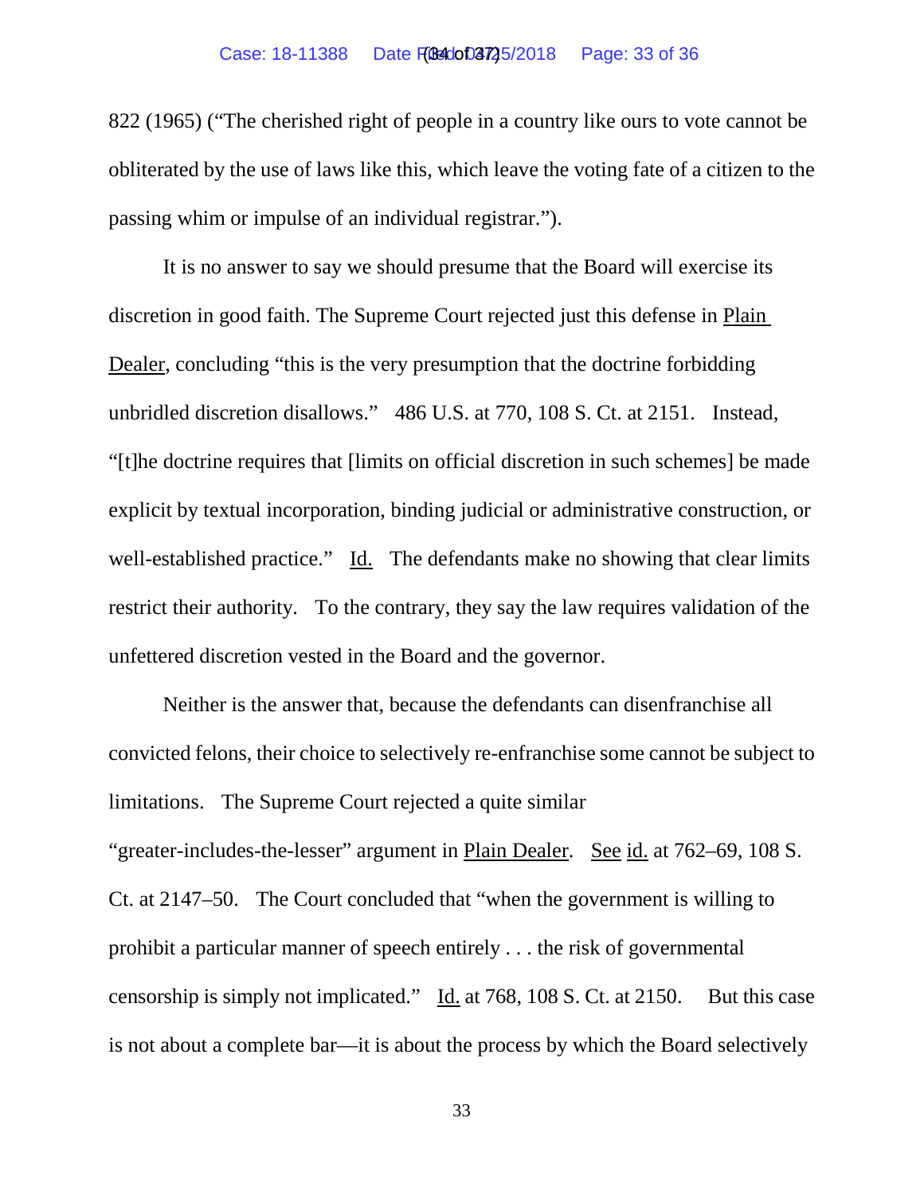822 (1965) ("The cherished right of people in a country like ours to vote cannot be obliterated by the use of laws like this, which leave the voting fate of a citizen to the passing whim or impulse of an individual registrar.").

It is no answer to say we should presume that the Board will exercise its discretion in good faith. The Supreme Court rejected just this defense in Plain Dealer, concluding "this is the very presumption that the doctrine forbidding unbridled discretion disallows." 486 U.S. at 770, 108 S. Ct. at 2151. Instead, "[t]he doctrine requires that [limits on official discretion in such schemes] be made explicit by textual incorporation, binding judicial or administrative construction, or well-established practice." Id. The defendants make no showing that clear limits restrict their authority. To the contrary, they say the law requires validation of the unfettered discretion vested in the Board and the governor.

Neither is the answer that, because the defendants can disenfranchise all convicted felons, their choice to selectively re-enfranchise some cannot be subject to limitations. The Supreme Court rejected a quite similar "greater-includes-the-lesser" argument in Plain Dealer. See id. at 762–69, 108 S. Ct. at 2147–50. The Court concluded that "when the government is willing to prohibit a particular manner of speech entirely . . . the risk of governmental censorship is simply not implicated." Id. at 768, 108 S. Ct. at 2150. But this case is not about a complete bar—it is about the process by which the Board selectively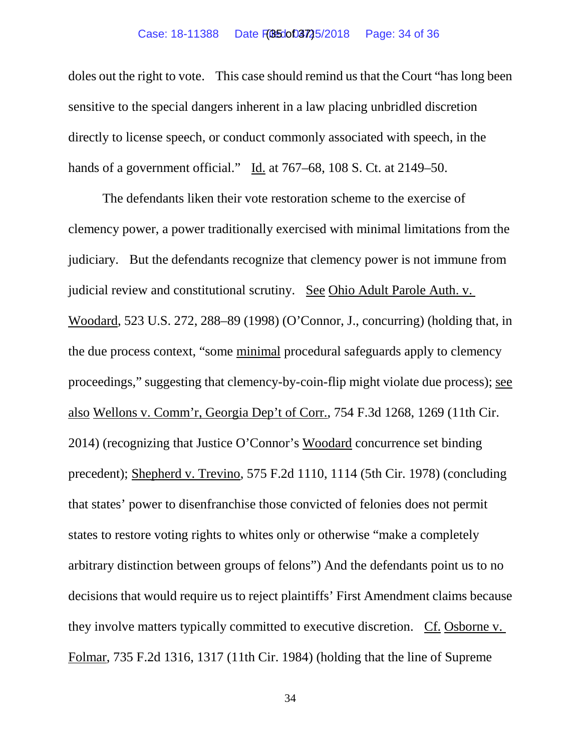doles out the right to vote. This case should remind us that the Court "has long been sensitive to the special dangers inherent in a law placing unbridled discretion directly to license speech, or conduct commonly associated with speech, in the hands of a government official." Id. at 767–68, 108 S. Ct. at 2149–50.

The defendants liken their vote restoration scheme to the exercise of clemency power, a power traditionally exercised with minimal limitations from the judiciary. But the defendants recognize that clemency power is not immune from judicial review and constitutional scrutiny. See Ohio Adult Parole Auth. v. Woodard, 523 U.S. 272, 288–89 (1998) (O'Connor, J., concurring) (holding that, in the due process context, "some minimal procedural safeguards apply to clemency proceedings," suggesting that clemency-by-coin-flip might violate due process); see also Wellons v. Comm'r, Georgia Dep't of Corr., 754 F.3d 1268, 1269 (11th Cir. 2014) (recognizing that Justice O'Connor's Woodard concurrence set binding precedent); Shepherd v. Trevino, 575 F.2d 1110, 1114 (5th Cir. 1978) (concluding that states' power to disenfranchise those convicted of felonies does not permit states to restore voting rights to whites only or otherwise "make a completely arbitrary distinction between groups of felons") And the defendants point us to no decisions that would require us to reject plaintiffs' First Amendment claims because they involve matters typically committed to executive discretion. Cf. Osborne v. Folmar, 735 F.2d 1316, 1317 (11th Cir. 1984) (holding that the line of Supreme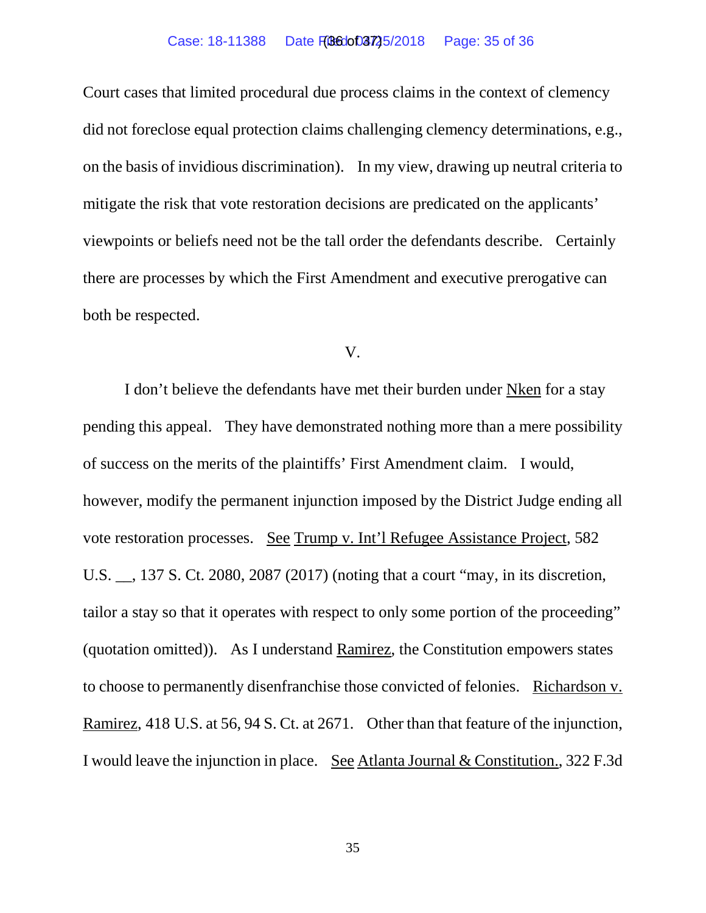Court cases that limited procedural due process claims in the context of clemency did not foreclose equal protection claims challenging clemency determinations, e.g., on the basis of invidious discrimination). In my view, drawing up neutral criteria to mitigate the risk that vote restoration decisions are predicated on the applicants' viewpoints or beliefs need not be the tall order the defendants describe. Certainly there are processes by which the First Amendment and executive prerogative can both be respected.

## V.

I don't believe the defendants have met their burden under Nken for a stay pending this appeal. They have demonstrated nothing more than a mere possibility of success on the merits of the plaintiffs' First Amendment claim. I would, however, modify the permanent injunction imposed by the District Judge ending all vote restoration processes. See Trump v. Int'l Refugee Assistance Project, 582 U.S. __, 137 S. Ct. 2080, 2087 (2017) (noting that a court "may, in its discretion, tailor a stay so that it operates with respect to only some portion of the proceeding" (quotation omitted)). As I understand Ramirez, the Constitution empowers states to choose to permanently disenfranchise those convicted of felonies. Richardson v. Ramirez, 418 U.S. at 56, 94 S. Ct. at 2671. Other than that feature of the injunction, I would leave the injunction in place. See Atlanta Journal & Constitution., 322 F.3d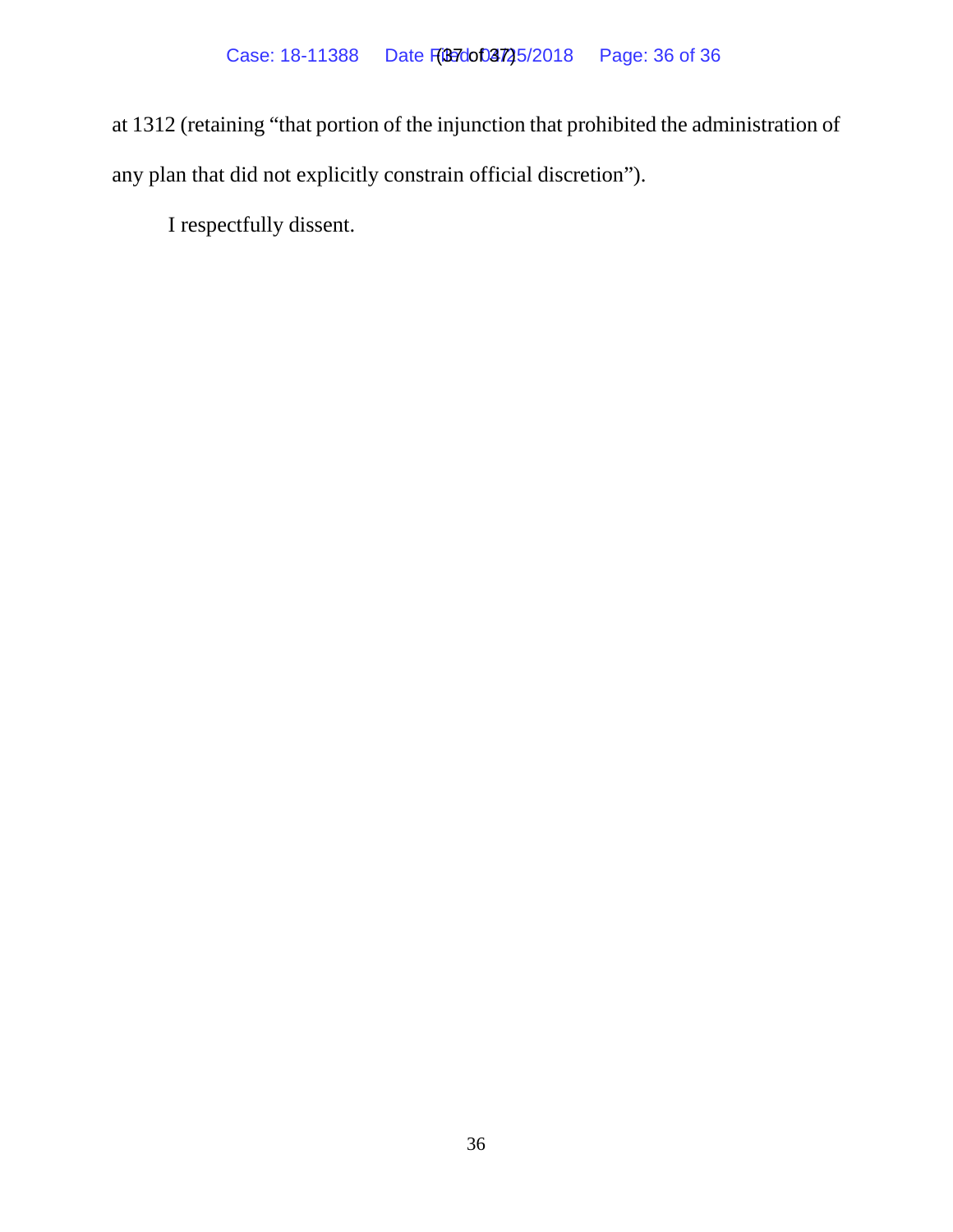at 1312 (retaining "that portion of the injunction that prohibited the administration of any plan that did not explicitly constrain official discretion").

I respectfully dissent.